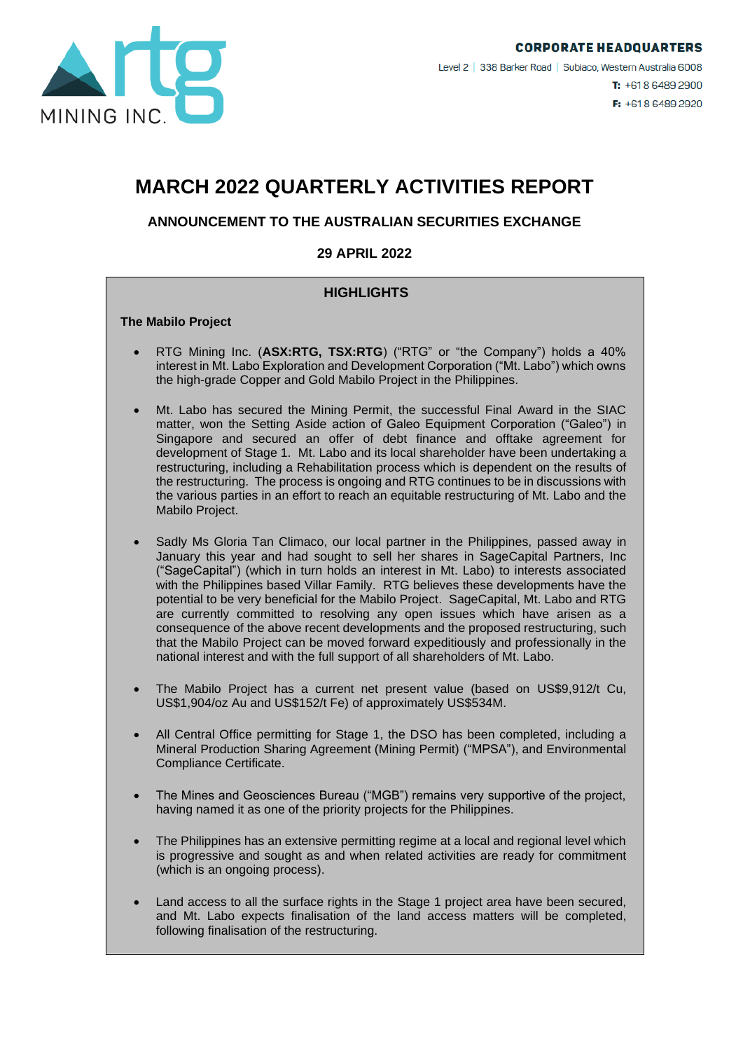**CORPORATE HEADQUARTERS**

Level 2 | 338 Barker Road | Subiaco, Western Australia 6008

**T:** +61 8 6489 2900

**F:** +61 8 6489 2920

# MARCH 2022 QUARTERLY ACTIVITIES REPORT

## ANNOUNCEMENT TO THE AUSTRALIAN SECURITIES EXCHANGE

## 29 APRIL 2022

### HIGHLIGHTS

**The Mabilo Project**

- RTG Mining Inc. (**ASX:RTG, TSX:RTG**) ("RTG" or "the Company") holds a 40% interest in Mt. Labo Exploration and Development Corporation ("Mt. Labo") which owns the high-grade Copper and Gold Mabilo Project in the Philippines.

- Mt. Labo has secured the Mining Permit, the successful Final Award in the SIAC matter, won the Setting Aside action of Galeo Equipment Corporation ("Galeo") in Singapore and secured an offer of debt finance and offtake agreement for development of Stage 1. Mt. Labo and its local shareholder have been undertaking a restructuring, including a Rehabilitation process which is dependent on the results of the restructuring. The process is ongoing and RTG continues to be in discussions with the various parties in an effort to reach an equitable restructuring of Mt. Labo and the Mabilo Project.

- Sadly Ms Gloria Tan Climaco, our local partner in the Philippines, passed away in January this year and had sought to sell her shares in SageCapital Partners, Inc ("SageCapital") (which in turn holds an interest in Mt. Labo) to interests associated with the Philippines based Villar Family. RTG believes these developments have the potential to be very beneficial for the Mabilo Project. SageCapital, Mt. Labo and RTG are currently committed to resolving any open issues which have arisen as a consequence of the above recent developments and the proposed restructuring, such that the Mabilo Project can be moved forward expeditiously and professionally in the national interest and with the full support of all shareholders of Mt. Labo.

- The Mabilo Project has a current net present value (based on US$9,912/t Cu, US$1,904/oz Au and US$152/t Fe) of approximately US$534M.

- All Central Office permitting for Stage 1, the DSO has been completed, including a Mineral Production Sharing Agreement (Mining Permit) ("MPSA"), and Environmental Compliance Certificate.

- The Mines and Geosciences Bureau ("MGB") remains very supportive of the project, having named it as one of the priority projects for the Philippines.

- The Philippines has an extensive permitting regime at a local and regional level which is progressive and sought as and when related activities are ready for commitment (which is an ongoing process).

- Land access to all the surface rights in the Stage 1 project area have been secured, and Mt. Labo expects finalisation of the land access matters will be completed, following finalisation of the restructuring.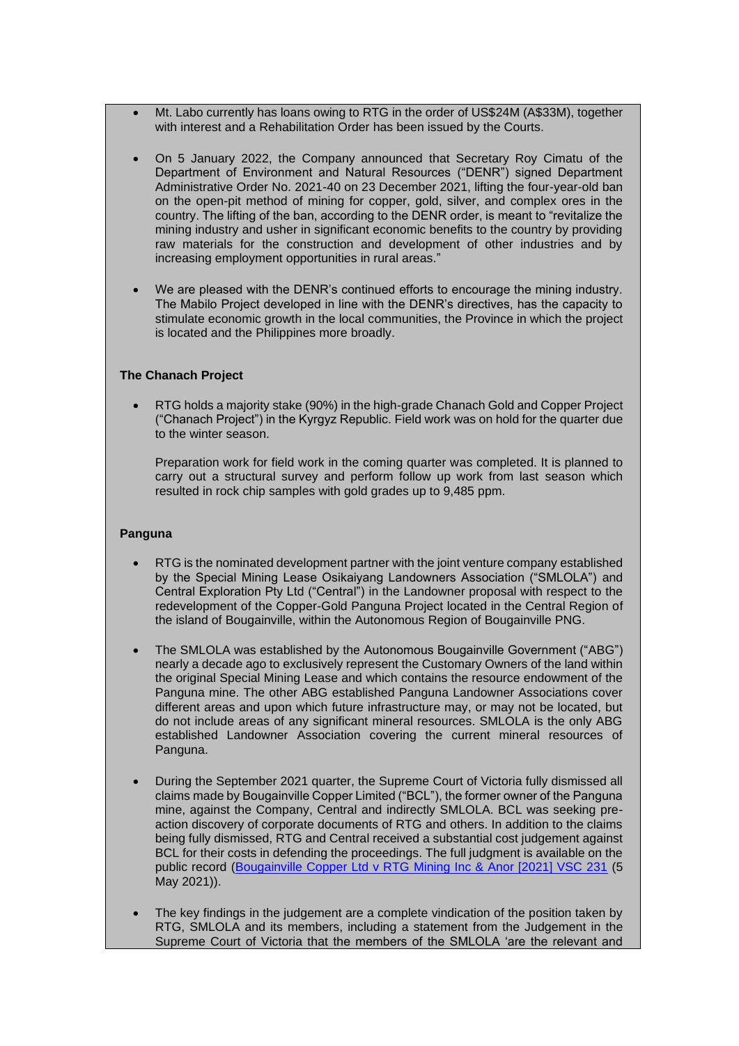- Mt. Labo currently has loans owing to RTG in the order of US$24M (A$33M), together with interest and a Rehabilitation Order has been issued by the Courts.

- On 5 January 2022, the Company announced that Secretary Roy Cimatu of the Department of Environment and Natural Resources ("DENR") signed Department Administrative Order No. 2021-40 on 23 December 2021, lifting the four-year-old ban on the open-pit method of mining for copper, gold, silver, and complex ores in the country. The lifting of the ban, according to the DENR order, is meant to "revitalize the mining industry and usher in significant economic benefits to the country by providing raw materials for the construction and development of other industries and by increasing employment opportunities in rural areas."

- We are pleased with the DENR's continued efforts to encourage the mining industry. The Mabilo Project developed in line with the DENR's directives, has the capacity to stimulate economic growth in the local communities, the Province in which the project is located and the Philippines more broadly.

**The Chanach Project**

- RTG holds a majority stake (90%) in the high-grade Chanach Gold and Copper Project ("Chanach Project") in the Kyrgyz Republic. Field work was on hold for the quarter due to the winter season.

  Preparation work for field work in the coming quarter was completed. It is planned to carry out a structural survey and perform follow up work from last season which resulted in rock chip samples with gold grades up to 9,485 ppm.

**Panguna**

- RTG is the nominated development partner with the joint venture company established by the Special Mining Lease Osikaiyang Landowners Association ("SMLOLA") and Central Exploration Pty Ltd ("Central") in the Landowner proposal with respect to the redevelopment of the Copper-Gold Panguna Project located in the Central Region of the island of Bougainville, within the Autonomous Region of Bougainville PNG.

- The SMLOLA was established by the Autonomous Bougainville Government ("ABG") nearly a decade ago to exclusively represent the Customary Owners of the land within the original Special Mining Lease and which contains the resource endowment of the Panguna mine. The other ABG established Panguna Landowner Associations cover different areas and upon which future infrastructure may, or may not be located, but do not include areas of any significant mineral resources. SMLOLA is the only ABG established Landowner Association covering the current mineral resources of Panguna.

- During the September 2021 quarter, the Supreme Court of Victoria fully dismissed all claims made by Bougainville Copper Limited ("BCL"), the former owner of the Panguna mine, against the Company, Central and indirectly SMLOLA. BCL was seeking pre-action discovery of corporate documents of RTG and others. In addition to the claims being fully dismissed, RTG and Central received a substantial cost judgement against BCL for their costs in defending the proceedings. The full judgment is available on the public record (Bougainville Copper Ltd v RTG Mining Inc & Anor [2021] VSC 231 (5 May 2021)).

- The key findings in the judgement are a complete vindication of the position taken by RTG, SMLOLA and its members, including a statement from the Judgement in the Supreme Court of Victoria that the members of the SMLOLA 'are the relevant and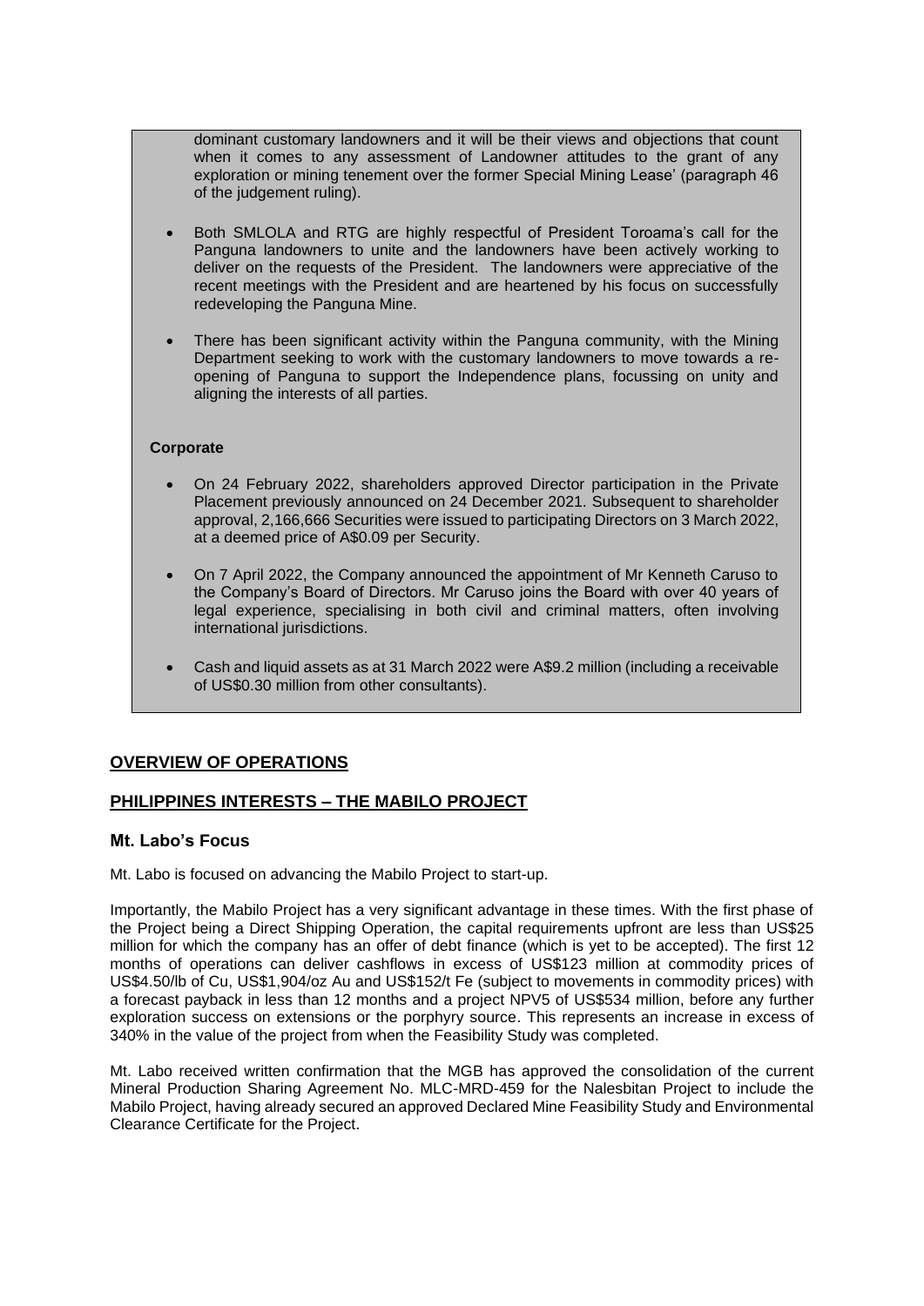dominant customary landowners and it will be their views and objections that count when it comes to any assessment of Landowner attitudes to the grant of any exploration or mining tenement over the former Special Mining Lease' (paragraph 46 of the judgement ruling).

- Both SMLOLA and RTG are highly respectful of President Toroama's call for the Panguna landowners to unite and the landowners have been actively working to deliver on the requests of the President. The landowners were appreciative of the recent meetings with the President and are heartened by his focus on successfully redeveloping the Panguna Mine.
- There has been significant activity within the Panguna community, with the Mining Department seeking to work with the customary landowners to move towards a re-opening of Panguna to support the Independence plans, focussing on unity and aligning the interests of all parties.

**Corporate**

- On 24 February 2022, shareholders approved Director participation in the Private Placement previously announced on 24 December 2021. Subsequent to shareholder approval, 2,166,666 Securities were issued to participating Directors on 3 March 2022, at a deemed price of A$0.09 per Security.
- On 7 April 2022, the Company announced the appointment of Mr Kenneth Caruso to the Company's Board of Directors. Mr Caruso joins the Board with over 40 years of legal experience, specialising in both civil and criminal matters, often involving international jurisdictions.
- Cash and liquid assets as at 31 March 2022 were A$9.2 million (including a receivable of US$0.30 million from other consultants).

## OVERVIEW OF OPERATIONS

## PHILIPPINES INTERESTS – THE MABILO PROJECT

### Mt. Labo's Focus

Mt. Labo is focused on advancing the Mabilo Project to start-up.

Importantly, the Mabilo Project has a very significant advantage in these times. With the first phase of the Project being a Direct Shipping Operation, the capital requirements upfront are less than US$25 million for which the company has an offer of debt finance (which is yet to be accepted). The first 12 months of operations can deliver cashflows in excess of US$123 million at commodity prices of US$4.50/lb of Cu, US$1,904/oz Au and US$152/t Fe (subject to movements in commodity prices) with a forecast payback in less than 12 months and a project NPV5 of US$534 million, before any further exploration success on extensions or the porphyry source. This represents an increase in excess of 340% in the value of the project from when the Feasibility Study was completed.

Mt. Labo received written confirmation that the MGB has approved the consolidation of the current Mineral Production Sharing Agreement No. MLC-MRD-459 for the Nalesbitan Project to include the Mabilo Project, having already secured an approved Declared Mine Feasibility Study and Environmental Clearance Certificate for the Project.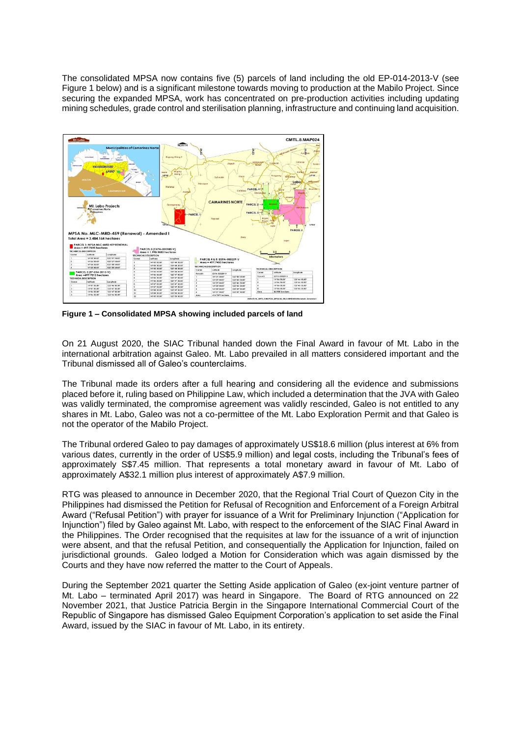The consolidated MPSA now contains five (5) parcels of land including the old EP-014-2013-V (see Figure 1 below) and is a significant milestone towards moving to production at the Mabilo Project. Since securing the expanded MPSA, work has concentrated on pre-production activities including updating mining schedules, grade control and sterilisation planning, infrastructure and continuing land acquisition.

**Figure 1 – Consolidated MPSA showing included parcels of land**

On 21 August 2020, the SIAC Tribunal handed down the Final Award in favour of Mt. Labo in the international arbitration against Galeo. Mt. Labo prevailed in all matters considered important and the Tribunal dismissed all of Galeo's counterclaims.

The Tribunal made its orders after a full hearing and considering all the evidence and submissions placed before it, ruling based on Philippine Law, which included a determination that the JVA with Galeo was validly terminated, the compromise agreement was validly rescinded, Galeo is not entitled to any shares in Mt. Labo, Galeo was not a co-permittee of the Mt. Labo Exploration Permit and that Galeo is not the operator of the Mabilo Project.

The Tribunal ordered Galeo to pay damages of approximately US$18.6 million (plus interest at 6% from various dates, currently in the order of US$5.9 million) and legal costs, including the Tribunal's fees of approximately S$7.45 million. That represents a total monetary award in favour of Mt. Labo of approximately A$32.1 million plus interest of approximately A$7.9 million.

RTG was pleased to announce in December 2020, that the Regional Trial Court of Quezon City in the Philippines had dismissed the Petition for Refusal of Recognition and Enforcement of a Foreign Arbitral Award ("Refusal Petition") with prayer for issuance of a Writ for Preliminary Injunction ("Application for Injunction") filed by Galeo against Mt. Labo, with respect to the enforcement of the SIAC Final Award in the Philippines. The Order recognised that the requisites at law for the issuance of a writ of injunction were absent, and that the refusal Petition, and consequentially the Application for Injunction, failed on jurisdictional grounds. Galeo lodged a Motion for Consideration which was again dismissed by the Courts and they have now referred the matter to the Court of Appeals.

During the September 2021 quarter the Setting Aside application of Galeo (ex-joint venture partner of Mt. Labo – terminated April 2017) was heard in Singapore. The Board of RTG announced on 22 November 2021, that Justice Patricia Bergin in the Singapore International Commercial Court of the Republic of Singapore has dismissed Galeo Equipment Corporation's application to set aside the Final Award, issued by the SIAC in favour of Mt. Labo, in its entirety.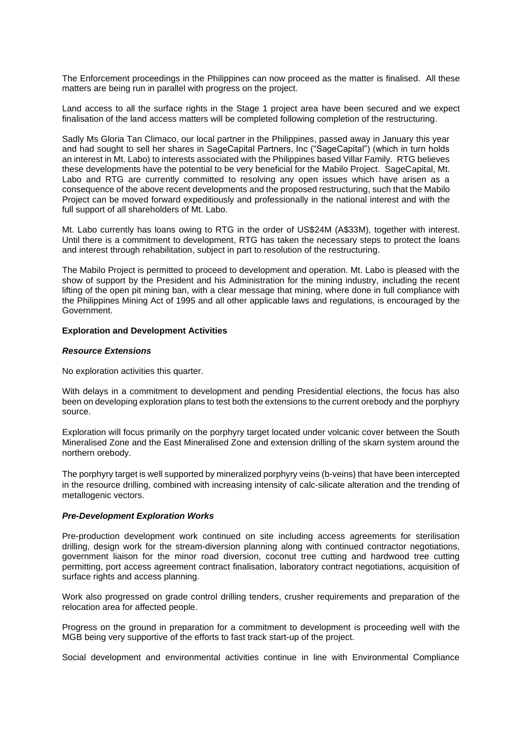The Enforcement proceedings in the Philippines can now proceed as the matter is finalised. All these matters are being run in parallel with progress on the project.

Land access to all the surface rights in the Stage 1 project area have been secured and we expect finalisation of the land access matters will be completed following completion of the restructuring.

Sadly Ms Gloria Tan Climaco, our local partner in the Philippines, passed away in January this year and had sought to sell her shares in SageCapital Partners, Inc ("SageCapital") (which in turn holds an interest in Mt. Labo) to interests associated with the Philippines based Villar Family. RTG believes these developments have the potential to be very beneficial for the Mabilo Project. SageCapital, Mt. Labo and RTG are currently committed to resolving any open issues which have arisen as a consequence of the above recent developments and the proposed restructuring, such that the Mabilo Project can be moved forward expeditiously and professionally in the national interest and with the full support of all shareholders of Mt. Labo.

Mt. Labo currently has loans owing to RTG in the order of US$24M (A$33M), together with interest. Until there is a commitment to development, RTG has taken the necessary steps to protect the loans and interest through rehabilitation, subject in part to resolution of the restructuring.

The Mabilo Project is permitted to proceed to development and operation. Mt. Labo is pleased with the show of support by the President and his Administration for the mining industry, including the recent lifting of the open pit mining ban, with a clear message that mining, where done in full compliance with the Philippines Mining Act of 1995 and all other applicable laws and regulations, is encouraged by the Government.

**Exploration and Development Activities**

***Resource Extensions***

No exploration activities this quarter.

With delays in a commitment to development and pending Presidential elections, the focus has also been on developing exploration plans to test both the extensions to the current orebody and the porphyry source.

Exploration will focus primarily on the porphyry target located under volcanic cover between the South Mineralised Zone and the East Mineralised Zone and extension drilling of the skarn system around the northern orebody.

The porphyry target is well supported by mineralized porphyry veins (b-veins) that have been intercepted in the resource drilling, combined with increasing intensity of calc-silicate alteration and the trending of metallogenic vectors.

***Pre-Development Exploration Works***

Pre-production development work continued on site including access agreements for sterilisation drilling, design work for the stream-diversion planning along with continued contractor negotiations, government liaison for the minor road diversion, coconut tree cutting and hardwood tree cutting permitting, port access agreement contract finalisation, laboratory contract negotiations, acquisition of surface rights and access planning.

Work also progressed on grade control drilling tenders, crusher requirements and preparation of the relocation area for affected people.

Progress on the ground in preparation for a commitment to development is proceeding well with the MGB being very supportive of the efforts to fast track start-up of the project.

Social development and environmental activities continue in line with Environmental Compliance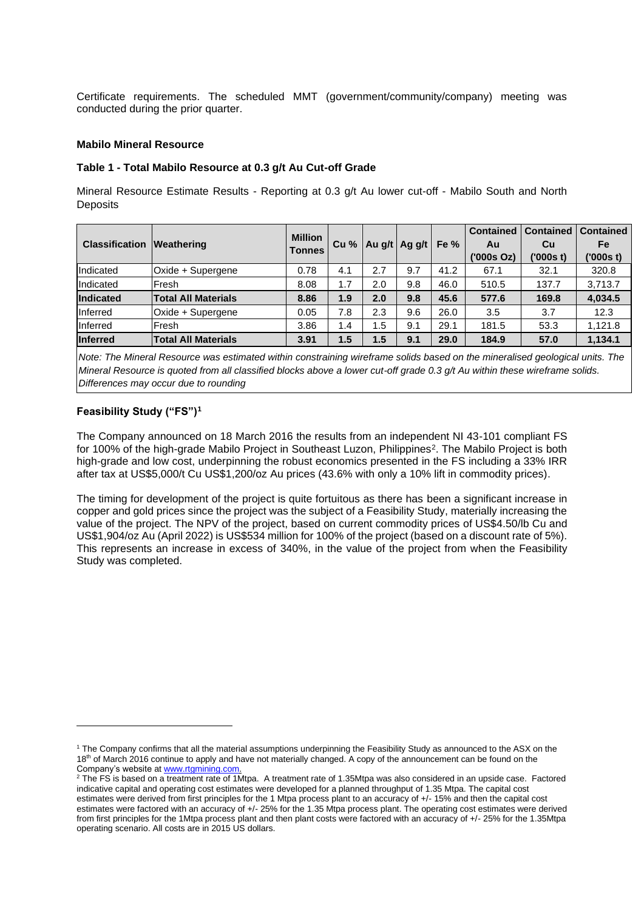Certificate requirements. The scheduled MMT (government/community/company) meeting was conducted during the prior quarter.

**Mabilo Mineral Resource**

**Table 1 - Total Mabilo Resource at 0.3 g/t Au Cut-off Grade**

Mineral Resource Estimate Results - Reporting at 0.3 g/t Au lower cut-off - Mabilo South and North Deposits

| Classification | Weathering | Million Tonnes | Cu % | Au g/t | Ag g/t | Fe % | Contained Au ('000s Oz) | Contained Cu ('000s t) | Contained Fe ('000s t) |
|---|---|---|---|---|---|---|---|---|---|
| Indicated | Oxide + Supergene | 0.78 | 4.1 | 2.7 | 9.7 | 41.2 | 67.1 | 32.1 | 320.8 |
| Indicated | Fresh | 8.08 | 1.7 | 2.0 | 9.8 | 46.0 | 510.5 | 137.7 | 3,713.7 |
| **Indicated** | **Total All Materials** | **8.86** | **1.9** | **2.0** | **9.8** | **45.6** | **577.6** | **169.8** | **4,034.5** |
| Inferred | Oxide + Supergene | 0.05 | 7.8 | 2.3 | 9.6 | 26.0 | 3.5 | 3.7 | 12.3 |
| Inferred | Fresh | 3.86 | 1.4 | 1.5 | 9.1 | 29.1 | 181.5 | 53.3 | 1,121.8 |
| **Inferred** | **Total All Materials** | **3.91** | **1.5** | **1.5** | **9.1** | **29.0** | **184.9** | **57.0** | **1,134.1** |

*Note: The Mineral Resource was estimated within constraining wireframe solids based on the mineralised geological units. The Mineral Resource is quoted from all classified blocks above a lower cut-off grade 0.3 g/t Au within these wireframe solids. Differences may occur due to rounding*

**Feasibility Study ("FS")**[1]

The Company announced on 18 March 2016 the results from an independent NI 43-101 compliant FS for 100% of the high-grade Mabilo Project in Southeast Luzon, Philippines[2]. The Mabilo Project is both high-grade and low cost, underpinning the robust economics presented in the FS including a 33% IRR after tax at US$5,000/t Cu US$1,200/oz Au prices (43.6% with only a 10% lift in commodity prices).

The timing for development of the project is quite fortuitous as there has been a significant increase in copper and gold prices since the project was the subject of a Feasibility Study, materially increasing the value of the project. The NPV of the project, based on current commodity prices of US$4.50/lb Cu and US$1,904/oz Au (April 2022) is US$534 million for 100% of the project (based on a discount rate of 5%). This represents an increase in excess of 340%, in the value of the project from when the Feasibility Study was completed.

---

[1] The Company confirms that all the material assumptions underpinning the Feasibility Study as announced to the ASX on the 18th of March 2016 continue to apply and have not materially changed. A copy of the announcement can be found on the Company's website at www.rtgmining.com.

[2] The FS is based on a treatment rate of 1Mtpa. A treatment rate of 1.35Mtpa was also considered in an upside case. Factored indicative capital and operating cost estimates were developed for a planned throughput of 1.35 Mtpa. The capital cost estimates were derived from first principles for the 1 Mtpa process plant to an accuracy of +/- 15% and then the capital cost estimates were factored with an accuracy of +/- 25% for the 1.35 Mtpa process plant. The operating cost estimates were derived from first principles for the 1Mtpa process plant and then plant costs were factored with an accuracy of +/- 25% for the 1.35Mtpa operating scenario. All costs are in 2015 US dollars.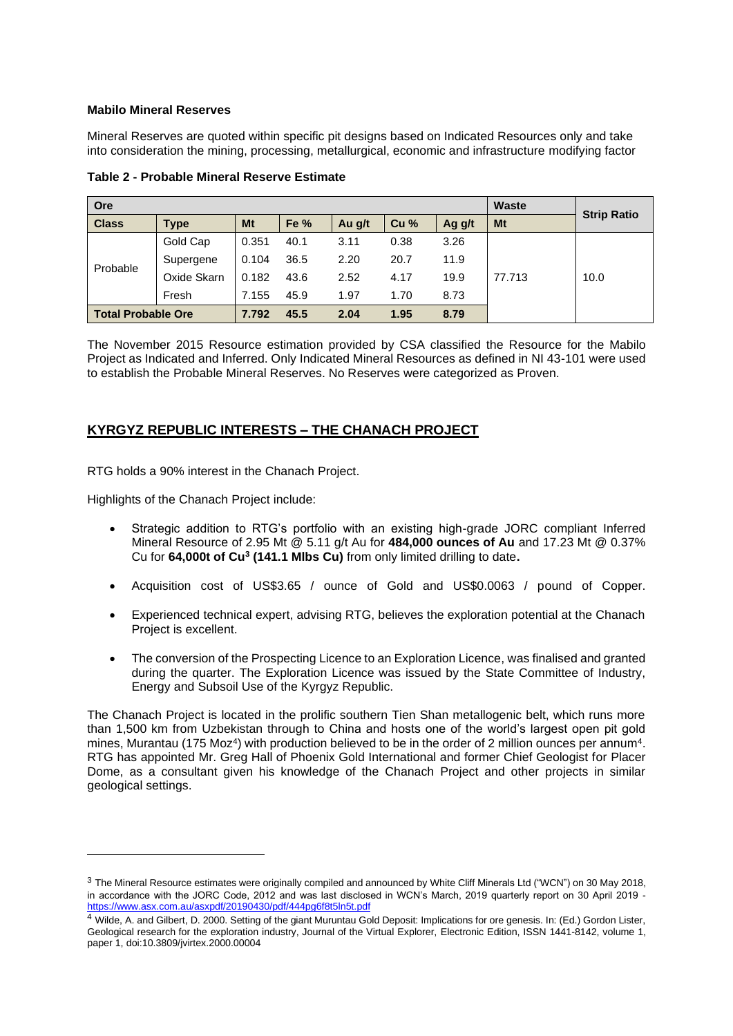**Mabilo Mineral Reserves**

Mineral Reserves are quoted within specific pit designs based on Indicated Resources only and take into consideration the mining, processing, metallurgical, economic and infrastructure modifying factor

**Table 2 - Probable Mineral Reserve Estimate**

| Ore | | | | | | | Waste | Strip Ratio |
|---|---|---|---|---|---|---|---|---|
| **Class** | **Type** | **Mt** | **Fe %** | **Au g/t** | **Cu %** | **Ag g/t** | **Mt** | |
| Probable | Gold Cap | 0.351 | 40.1 | 3.11 | 0.38 | 3.26 | 77.713 | 10.0 |
| | Supergene | 0.104 | 36.5 | 2.20 | 20.7 | 11.9 | | |
| | Oxide Skarn | 0.182 | 43.6 | 2.52 | 4.17 | 19.9 | | |
| | Fresh | 7.155 | 45.9 | 1.97 | 1.70 | 8.73 | | |
| **Total Probable Ore** | | **7.792** | **45.5** | **2.04** | **1.95** | **8.79** | | |

The November 2015 Resource estimation provided by CSA classified the Resource for the Mabilo Project as Indicated and Inferred. Only Indicated Mineral Resources as defined in NI 43-101 were used to establish the Probable Mineral Reserves. No Reserves were categorized as Proven.

## KYRGYZ REPUBLIC INTERESTS – THE CHANACH PROJECT

RTG holds a 90% interest in the Chanach Project.

Highlights of the Chanach Project include:

- Strategic addition to RTG's portfolio with an existing high-grade JORC compliant Inferred Mineral Resource of 2.95 Mt @ 5.11 g/t Au for **484,000 ounces of Au** and 17.23 Mt @ 0.37% Cu for **64,000t of Cu[3] (141.1 Mlbs Cu)** from only limited drilling to date**.**
- Acquisition cost of US$3.65 / ounce of Gold and US$0.0063 / pound of Copper.
- Experienced technical expert, advising RTG, believes the exploration potential at the Chanach Project is excellent.
- The conversion of the Prospecting Licence to an Exploration Licence, was finalised and granted during the quarter. The Exploration Licence was issued by the State Committee of Industry, Energy and Subsoil Use of the Kyrgyz Republic.

The Chanach Project is located in the prolific southern Tien Shan metallogenic belt, which runs more than 1,500 km from Uzbekistan through to China and hosts one of the world's largest open pit gold mines, Murantau (175 Moz[4]) with production believed to be in the order of 2 million ounces per annum[4]. RTG has appointed Mr. Greg Hall of Phoenix Gold International and former Chief Geologist for Placer Dome, as a consultant given his knowledge of the Chanach Project and other projects in similar geological settings.

---

[3] The Mineral Resource estimates were originally compiled and announced by White Cliff Minerals Ltd ("WCN") on 30 May 2018, in accordance with the JORC Code, 2012 and was last disclosed in WCN's March, 2019 quarterly report on 30 April 2019 - https://www.asx.com.au/asxpdf/20190430/pdf/444pg6f8t5ln5t.pdf

[4] Wilde, A. and Gilbert, D. 2000. Setting of the giant Muruntau Gold Deposit: Implications for ore genesis. In: (Ed.) Gordon Lister, Geological research for the exploration industry, Journal of the Virtual Explorer, Electronic Edition, ISSN 1441-8142, volume 1, paper 1, doi:10.3809/jvirtex.2000.00004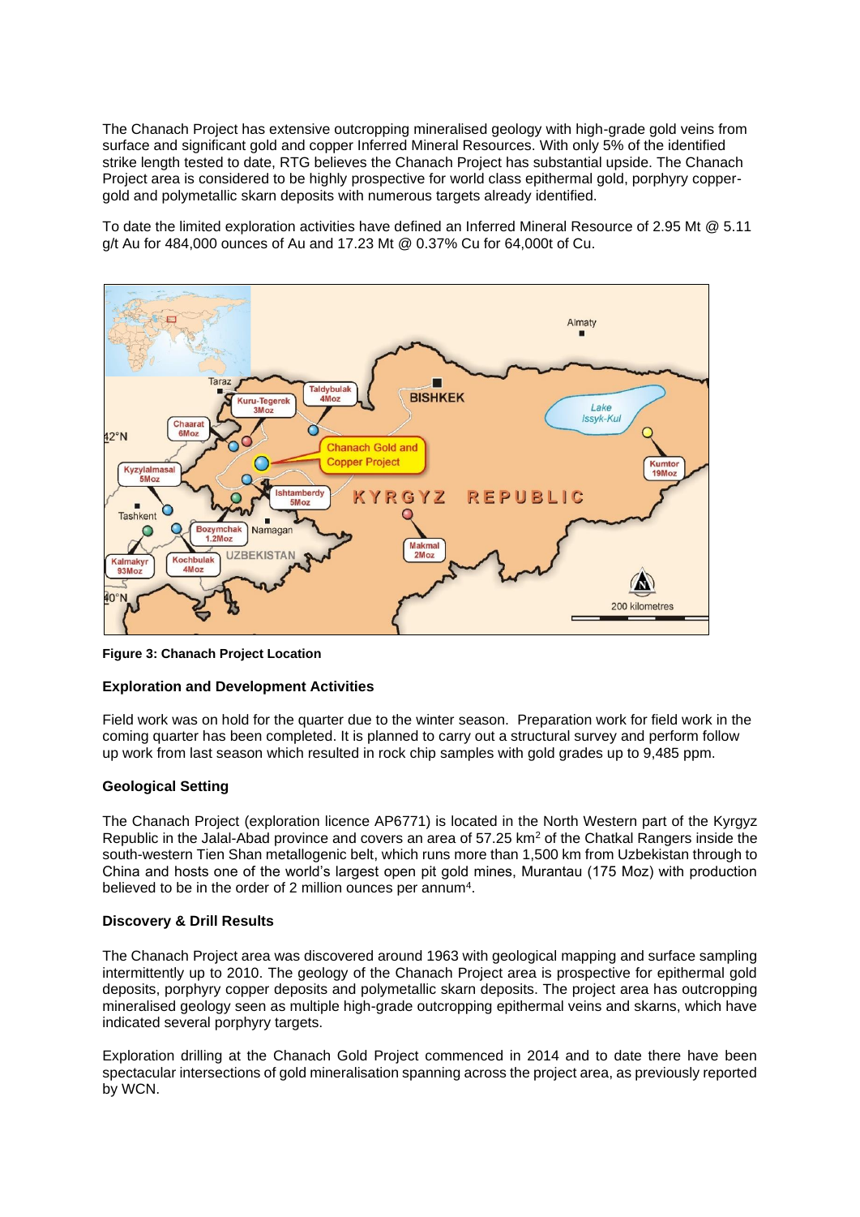The Chanach Project has extensive outcropping mineralised geology with high-grade gold veins from surface and significant gold and copper Inferred Mineral Resources. With only 5% of the identified strike length tested to date, RTG believes the Chanach Project has substantial upside. The Chanach Project area is considered to be highly prospective for world class epithermal gold, porphyry copper-gold and polymetallic skarn deposits with numerous targets already identified.

To date the limited exploration activities have defined an Inferred Mineral Resource of 2.95 Mt @ 5.11 g/t Au for 484,000 ounces of Au and 17.23 Mt @ 0.37% Cu for 64,000t of Cu.

**Figure 3: Chanach Project Location**

**Exploration and Development Activities**

Field work was on hold for the quarter due to the winter season. Preparation work for field work in the coming quarter has been completed. It is planned to carry out a structural survey and perform follow up work from last season which resulted in rock chip samples with gold grades up to 9,485 ppm.

**Geological Setting**

The Chanach Project (exploration licence AP6771) is located in the North Western part of the Kyrgyz Republic in the Jalal-Abad province and covers an area of 57.25 km$^2$ of the Chatkal Rangers inside the south-western Tien Shan metallogenic belt, which runs more than 1,500 km from Uzbekistan through to China and hosts one of the world's largest open pit gold mines, Murantau (175 Moz) with production believed to be in the order of 2 million ounces per annum[4].

**Discovery & Drill Results**

The Chanach Project area was discovered around 1963 with geological mapping and surface sampling intermittently up to 2010. The geology of the Chanach Project area is prospective for epithermal gold deposits, porphyry copper deposits and polymetallic skarn deposits. The project area has outcropping mineralised geology seen as multiple high-grade outcropping epithermal veins and skarns, which have indicated several porphyry targets.

Exploration drilling at the Chanach Gold Project commenced in 2014 and to date there have been spectacular intersections of gold mineralisation spanning across the project area, as previously reported by WCN.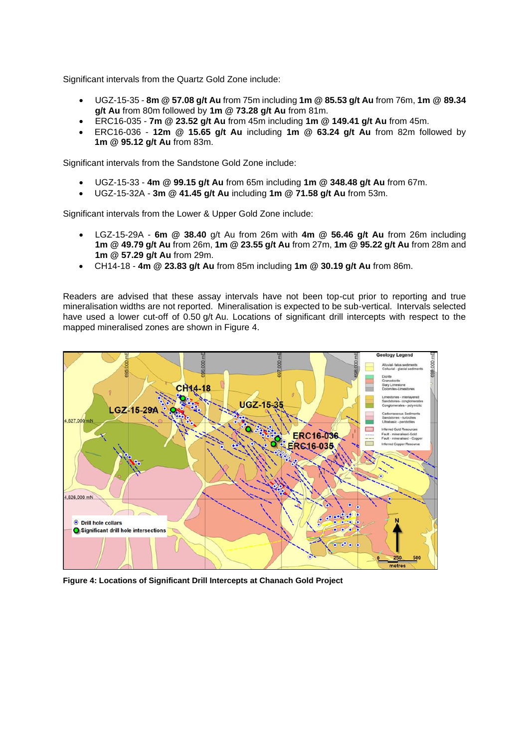Significant intervals from the Quartz Gold Zone include:

- UGZ-15-35 - **8m @ 57.08 g/t Au** from 75m including **1m @ 85.53 g/t Au** from 76m, **1m @ 89.34 g/t Au** from 80m followed by **1m @ 73.28 g/t Au** from 81m.
- ERC16-035 - **7m @ 23.52 g/t Au** from 45m including **1m @ 149.41 g/t Au** from 45m.
- ERC16-036 - **12m @ 15.65 g/t Au** including **1m @ 63.24 g/t Au** from 82m followed by **1m @ 95.12 g/t Au** from 83m.

Significant intervals from the Sandstone Gold Zone include:

- UGZ-15-33 - **4m @ 99.15 g/t Au** from 65m including **1m @ 348.48 g/t Au** from 67m.
- UGZ-15-32A - **3m @ 41.45 g/t Au** including **1m @ 71.58 g/t Au** from 53m.

Significant intervals from the Lower & Upper Gold Zone include:

- LGZ-15-29A - **6m @ 38.40** g/t Au from 26m with **4m @ 56.46 g/t Au** from 26m including **1m @ 49.79 g/t Au** from 26m, **1m @ 23.55 g/t Au** from 27m, **1m @ 95.22 g/t Au** from 28m and **1m @ 57.29 g/t Au** from 29m.
- CH14-18 - **4m @ 23.83 g/t Au** from 85m including **1m @ 30.19 g/t Au** from 86m.

Readers are advised that these assay intervals have not been top-cut prior to reporting and true mineralisation widths are not reported. Mineralisation is expected to be sub-vertical. Intervals selected have used a lower cut-off of 0.50 g/t Au. Locations of significant drill intercepts with respect to the mapped mineralised zones are shown in Figure 4.

**Figure 4: Locations of Significant Drill Intercepts at Chanach Gold Project**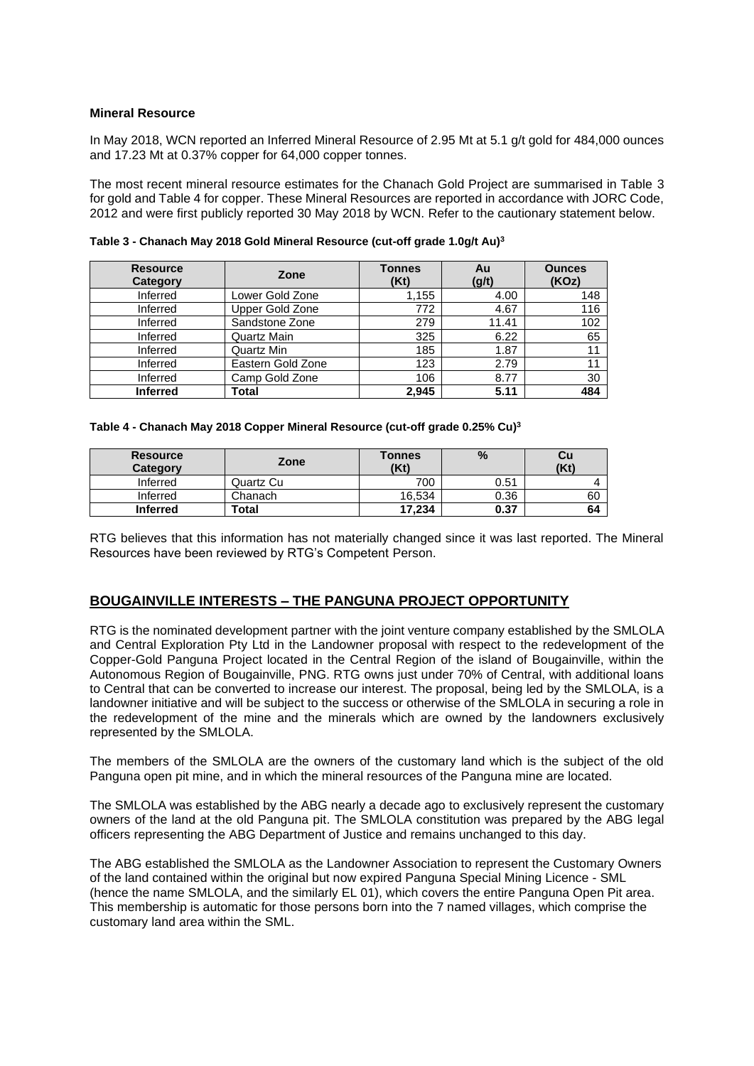**Mineral Resource**

In May 2018, WCN reported an Inferred Mineral Resource of 2.95 Mt at 5.1 g/t gold for 484,000 ounces and 17.23 Mt at 0.37% copper for 64,000 copper tonnes.

The most recent mineral resource estimates for the Chanach Gold Project are summarised in Table 3 for gold and Table 4 for copper. These Mineral Resources are reported in accordance with JORC Code, 2012 and were first publicly reported 30 May 2018 by WCN. Refer to the cautionary statement below.

**Table 3 - Chanach May 2018 Gold Mineral Resource (cut-off grade 1.0g/t Au)[3]**

| Resource Category | Zone | Tonnes (Kt) | Au (g/t) | Ounces (KOz) |
|---|---|---|---|---|
| Inferred | Lower Gold Zone | 1,155 | 4.00 | 148 |
| Inferred | Upper Gold Zone | 772 | 4.67 | 116 |
| Inferred | Sandstone Zone | 279 | 11.41 | 102 |
| Inferred | Quartz Main | 325 | 6.22 | 65 |
| Inferred | Quartz Min | 185 | 1.87 | 11 |
| Inferred | Eastern Gold Zone | 123 | 2.79 | 11 |
| Inferred | Camp Gold Zone | 106 | 8.77 | 30 |
| **Inferred** | **Total** | **2,945** | **5.11** | **484** |

**Table 4 - Chanach May 2018 Copper Mineral Resource (cut-off grade 0.25% Cu)[3]**

| Resource Category | Zone | Tonnes (Kt) | % | Cu (Kt) |
|---|---|---|---|---|
| Inferred | Quartz Cu | 700 | 0.51 | 4 |
| Inferred | Chanach | 16,534 | 0.36 | 60 |
| **Inferred** | **Total** | **17,234** | **0.37** | **64** |

RTG believes that this information has not materially changed since it was last reported. The Mineral Resources have been reviewed by RTG's Competent Person.

## BOUGAINVILLE INTERESTS – THE PANGUNA PROJECT OPPORTUNITY

RTG is the nominated development partner with the joint venture company established by the SMLOLA and Central Exploration Pty Ltd in the Landowner proposal with respect to the redevelopment of the Copper-Gold Panguna Project located in the Central Region of the island of Bougainville, within the Autonomous Region of Bougainville, PNG. RTG owns just under 70% of Central, with additional loans to Central that can be converted to increase our interest. The proposal, being led by the SMLOLA, is a landowner initiative and will be subject to the success or otherwise of the SMLOLA in securing a role in the redevelopment of the mine and the minerals which are owned by the landowners exclusively represented by the SMLOLA.

The members of the SMLOLA are the owners of the customary land which is the subject of the old Panguna open pit mine, and in which the mineral resources of the Panguna mine are located.

The SMLOLA was established by the ABG nearly a decade ago to exclusively represent the customary owners of the land at the old Panguna pit. The SMLOLA constitution was prepared by the ABG legal officers representing the ABG Department of Justice and remains unchanged to this day.

The ABG established the SMLOLA as the Landowner Association to represent the Customary Owners of the land contained within the original but now expired Panguna Special Mining Licence - SML (hence the name SMLOLA, and the similarly EL 01), which covers the entire Panguna Open Pit area. This membership is automatic for those persons born into the 7 named villages, which comprise the customary land area within the SML.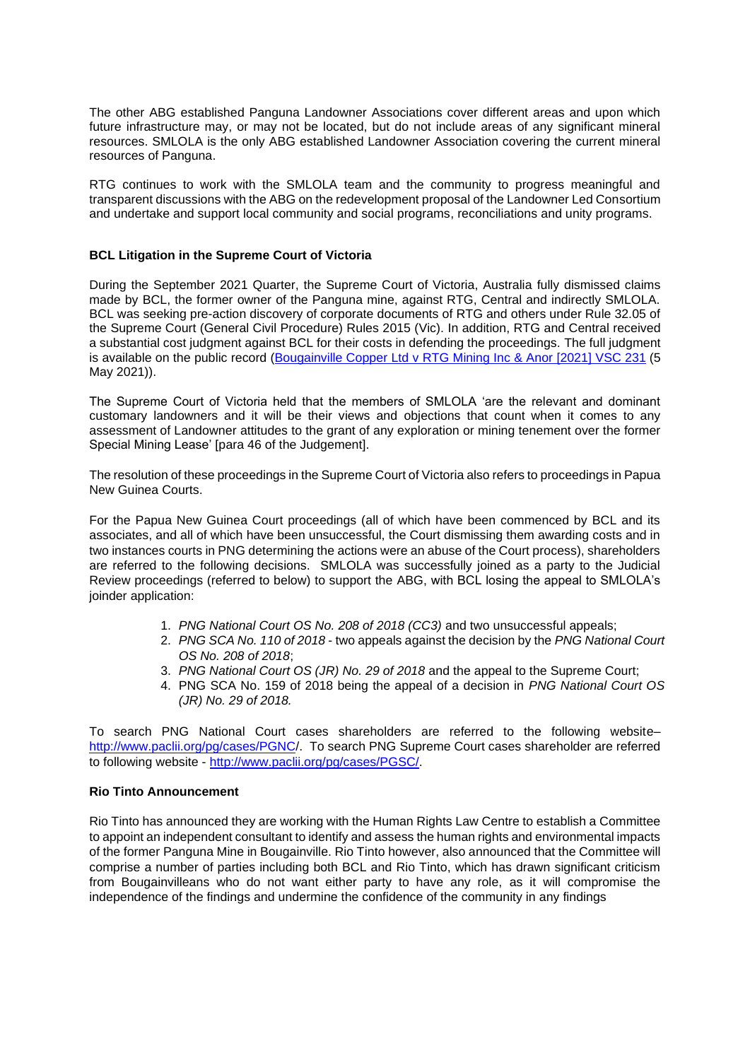The other ABG established Panguna Landowner Associations cover different areas and upon which future infrastructure may, or may not be located, but do not include areas of any significant mineral resources. SMLOLA is the only ABG established Landowner Association covering the current mineral resources of Panguna.

RTG continues to work with the SMLOLA team and the community to progress meaningful and transparent discussions with the ABG on the redevelopment proposal of the Landowner Led Consortium and undertake and support local community and social programs, reconciliations and unity programs.

**BCL Litigation in the Supreme Court of Victoria**

During the September 2021 Quarter, the Supreme Court of Victoria, Australia fully dismissed claims made by BCL, the former owner of the Panguna mine, against RTG, Central and indirectly SMLOLA. BCL was seeking pre-action discovery of corporate documents of RTG and others under Rule 32.05 of the Supreme Court (General Civil Procedure) Rules 2015 (Vic). In addition, RTG and Central received a substantial cost judgment against BCL for their costs in defending the proceedings. The full judgment is available on the public record (Bougainville Copper Ltd v RTG Mining Inc & Anor [2021] VSC 231 (5 May 2021)).

The Supreme Court of Victoria held that the members of SMLOLA 'are the relevant and dominant customary landowners and it will be their views and objections that count when it comes to any assessment of Landowner attitudes to the grant of any exploration or mining tenement over the former Special Mining Lease' [para 46 of the Judgement].

The resolution of these proceedings in the Supreme Court of Victoria also refers to proceedings in Papua New Guinea Courts.

For the Papua New Guinea Court proceedings (all of which have been commenced by BCL and its associates, and all of which have been unsuccessful, the Court dismissing them awarding costs and in two instances courts in PNG determining the actions were an abuse of the Court process), shareholders are referred to the following decisions. SMLOLA was successfully joined as a party to the Judicial Review proceedings (referred to below) to support the ABG, with BCL losing the appeal to SMLOLA's joinder application:

1. *PNG National Court OS No. 208 of 2018 (CC3)* and two unsuccessful appeals;
2. *PNG SCA No. 110 of 2018* - two appeals against the decision by the *PNG National Court OS No. 208 of 2018*;
3. *PNG National Court OS (JR) No. 29 of 2018* and the appeal to the Supreme Court;
4. PNG SCA No. 159 of 2018 being the appeal of a decision in *PNG National Court OS (JR) No. 29 of 2018.*

To search PNG National Court cases shareholders are referred to the following website– http://www.paclii.org/pg/cases/PGNC/. To search PNG Supreme Court cases shareholder are referred to following website - http://www.paclii.org/pg/cases/PGSC/.

**Rio Tinto Announcement**

Rio Tinto has announced they are working with the Human Rights Law Centre to establish a Committee to appoint an independent consultant to identify and assess the human rights and environmental impacts of the former Panguna Mine in Bougainville. Rio Tinto however, also announced that the Committee will comprise a number of parties including both BCL and Rio Tinto, which has drawn significant criticism from Bougainvilleans who do not want either party to have any role, as it will compromise the independence of the findings and undermine the confidence of the community in any findings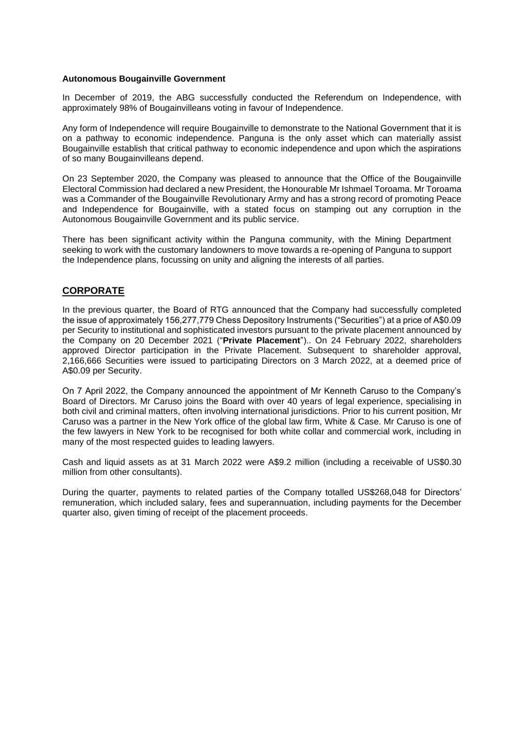**Autonomous Bougainville Government**

In December of 2019, the ABG successfully conducted the Referendum on Independence, with approximately 98% of Bougainvilleans voting in favour of Independence.

Any form of Independence will require Bougainville to demonstrate to the National Government that it is on a pathway to economic independence. Panguna is the only asset which can materially assist Bougainville establish that critical pathway to economic independence and upon which the aspirations of so many Bougainvilleans depend.

On 23 September 2020, the Company was pleased to announce that the Office of the Bougainville Electoral Commission had declared a new President, the Honourable Mr Ishmael Toroama. Mr Toroama was a Commander of the Bougainville Revolutionary Army and has a strong record of promoting Peace and Independence for Bougainville, with a stated focus on stamping out any corruption in the Autonomous Bougainville Government and its public service.

There has been significant activity within the Panguna community, with the Mining Department seeking to work with the customary landowners to move towards a re-opening of Panguna to support the Independence plans, focussing on unity and aligning the interests of all parties.

## CORPORATE

In the previous quarter, the Board of RTG announced that the Company had successfully completed the issue of approximately 156,277,779 Chess Depository Instruments ("Securities") at a price of A$0.09 per Security to institutional and sophisticated investors pursuant to the private placement announced by the Company on 20 December 2021 ("**Private Placement**").. On 24 February 2022, shareholders approved Director participation in the Private Placement. Subsequent to shareholder approval, 2,166,666 Securities were issued to participating Directors on 3 March 2022, at a deemed price of A$0.09 per Security.

On 7 April 2022, the Company announced the appointment of Mr Kenneth Caruso to the Company's Board of Directors. Mr Caruso joins the Board with over 40 years of legal experience, specialising in both civil and criminal matters, often involving international jurisdictions. Prior to his current position, Mr Caruso was a partner in the New York office of the global law firm, White & Case. Mr Caruso is one of the few lawyers in New York to be recognised for both white collar and commercial work, including in many of the most respected guides to leading lawyers.

Cash and liquid assets as at 31 March 2022 were A$9.2 million (including a receivable of US$0.30 million from other consultants).

During the quarter, payments to related parties of the Company totalled US$268,048 for Directors' remuneration, which included salary, fees and superannuation, including payments for the December quarter also, given timing of receipt of the placement proceeds.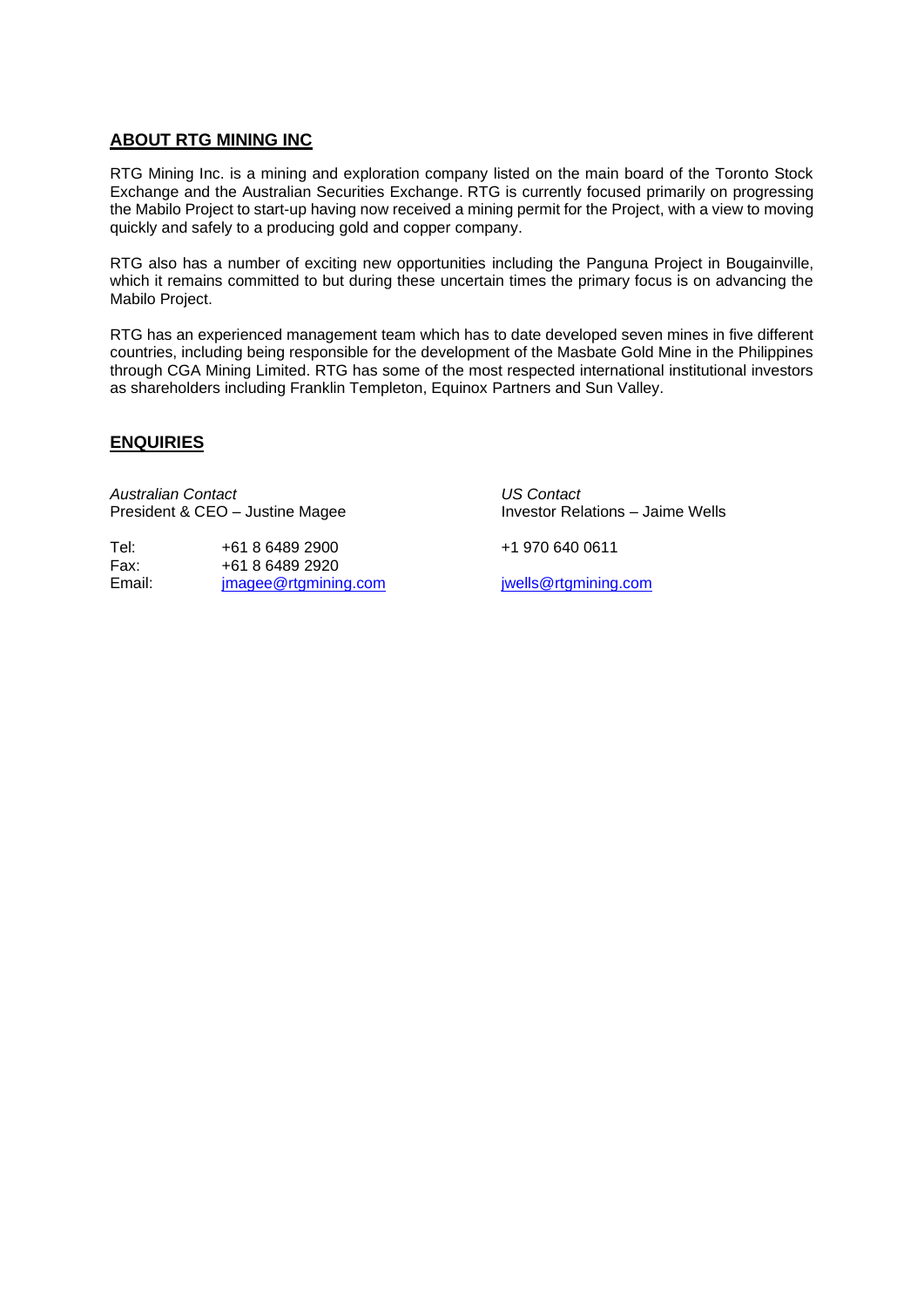## ABOUT RTG MINING INC

RTG Mining Inc. is a mining and exploration company listed on the main board of the Toronto Stock Exchange and the Australian Securities Exchange. RTG is currently focused primarily on progressing the Mabilo Project to start-up having now received a mining permit for the Project, with a view to moving quickly and safely to a producing gold and copper company.

RTG also has a number of exciting new opportunities including the Panguna Project in Bougainville, which it remains committed to but during these uncertain times the primary focus is on advancing the Mabilo Project.

RTG has an experienced management team which has to date developed seven mines in five different countries, including being responsible for the development of the Masbate Gold Mine in the Philippines through CGA Mining Limited. RTG has some of the most respected international institutional investors as shareholders including Franklin Templeton, Equinox Partners and Sun Valley.

## ENQUIRIES

*Australian Contact*
President & CEO – Justine Magee

Tel: +61 8 6489 2900
Fax: +61 8 6489 2920
Email: jmagee@rtgmining.com

*US Contact*
Investor Relations – Jaime Wells

+1 970 640 0611

jwells@rtgmining.com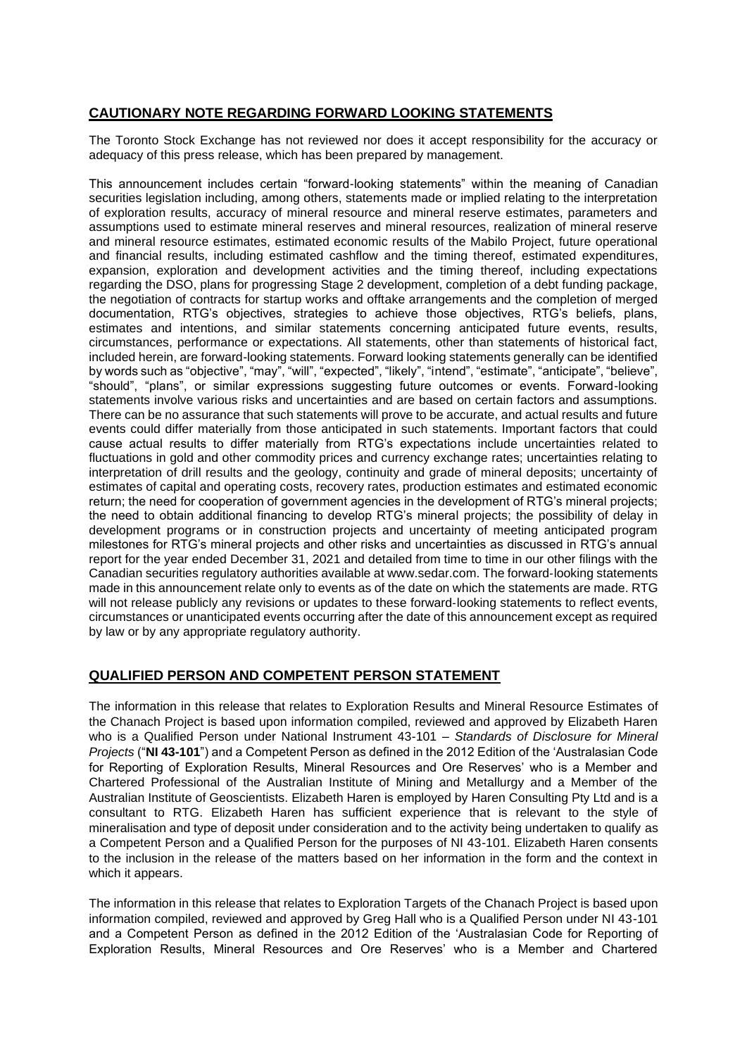## CAUTIONARY NOTE REGARDING FORWARD LOOKING STATEMENTS

The Toronto Stock Exchange has not reviewed nor does it accept responsibility for the accuracy or adequacy of this press release, which has been prepared by management.

This announcement includes certain "forward-looking statements" within the meaning of Canadian securities legislation including, among others, statements made or implied relating to the interpretation of exploration results, accuracy of mineral resource and mineral reserve estimates, parameters and assumptions used to estimate mineral reserves and mineral resources, realization of mineral reserve and mineral resource estimates, estimated economic results of the Mabilo Project, future operational and financial results, including estimated cashflow and the timing thereof, estimated expenditures, expansion, exploration and development activities and the timing thereof, including expectations regarding the DSO, plans for progressing Stage 2 development, completion of a debt funding package, the negotiation of contracts for startup works and offtake arrangements and the completion of merged documentation, RTG's objectives, strategies to achieve those objectives, RTG's beliefs, plans, estimates and intentions, and similar statements concerning anticipated future events, results, circumstances, performance or expectations. All statements, other than statements of historical fact, included herein, are forward-looking statements. Forward looking statements generally can be identified by words such as "objective", "may", "will", "expected", "likely", "intend", "estimate", "anticipate", "believe", "should", "plans", or similar expressions suggesting future outcomes or events. Forward-looking statements involve various risks and uncertainties and are based on certain factors and assumptions. There can be no assurance that such statements will prove to be accurate, and actual results and future events could differ materially from those anticipated in such statements. Important factors that could cause actual results to differ materially from RTG's expectations include uncertainties related to fluctuations in gold and other commodity prices and currency exchange rates; uncertainties relating to interpretation of drill results and the geology, continuity and grade of mineral deposits; uncertainty of estimates of capital and operating costs, recovery rates, production estimates and estimated economic return; the need for cooperation of government agencies in the development of RTG's mineral projects; the need to obtain additional financing to develop RTG's mineral projects; the possibility of delay in development programs or in construction projects and uncertainty of meeting anticipated program milestones for RTG's mineral projects and other risks and uncertainties as discussed in RTG's annual report for the year ended December 31, 2021 and detailed from time to time in our other filings with the Canadian securities regulatory authorities available at www.sedar.com. The forward-looking statements made in this announcement relate only to events as of the date on which the statements are made. RTG will not release publicly any revisions or updates to these forward-looking statements to reflect events, circumstances or unanticipated events occurring after the date of this announcement except as required by law or by any appropriate regulatory authority.

## QUALIFIED PERSON AND COMPETENT PERSON STATEMENT

The information in this release that relates to Exploration Results and Mineral Resource Estimates of the Chanach Project is based upon information compiled, reviewed and approved by Elizabeth Haren who is a Qualified Person under National Instrument 43-101 – *Standards of Disclosure for Mineral Projects* ("**NI 43-101**") and a Competent Person as defined in the 2012 Edition of the 'Australasian Code for Reporting of Exploration Results, Mineral Resources and Ore Reserves' who is a Member and Chartered Professional of the Australian Institute of Mining and Metallurgy and a Member of the Australian Institute of Geoscientists. Elizabeth Haren is employed by Haren Consulting Pty Ltd and is a consultant to RTG. Elizabeth Haren has sufficient experience that is relevant to the style of mineralisation and type of deposit under consideration and to the activity being undertaken to qualify as a Competent Person and a Qualified Person for the purposes of NI 43-101. Elizabeth Haren consents to the inclusion in the release of the matters based on her information in the form and the context in which it appears.

The information in this release that relates to Exploration Targets of the Chanach Project is based upon information compiled, reviewed and approved by Greg Hall who is a Qualified Person under NI 43-101 and a Competent Person as defined in the 2012 Edition of the 'Australasian Code for Reporting of Exploration Results, Mineral Resources and Ore Reserves' who is a Member and Chartered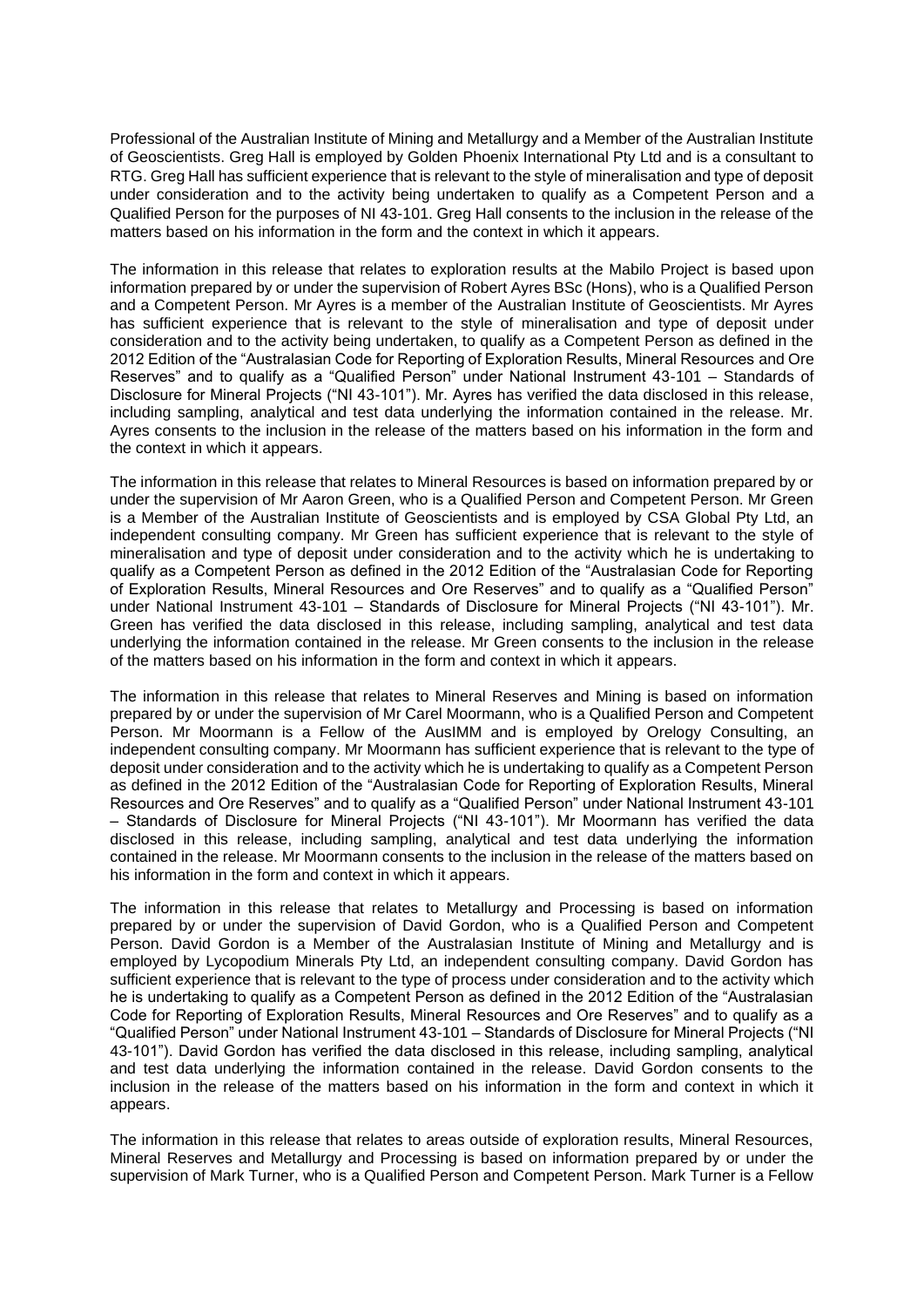Professional of the Australian Institute of Mining and Metallurgy and a Member of the Australian Institute of Geoscientists. Greg Hall is employed by Golden Phoenix International Pty Ltd and is a consultant to RTG. Greg Hall has sufficient experience that is relevant to the style of mineralisation and type of deposit under consideration and to the activity being undertaken to qualify as a Competent Person and a Qualified Person for the purposes of NI 43-101. Greg Hall consents to the inclusion in the release of the matters based on his information in the form and the context in which it appears.

The information in this release that relates to exploration results at the Mabilo Project is based upon information prepared by or under the supervision of Robert Ayres BSc (Hons), who is a Qualified Person and a Competent Person. Mr Ayres is a member of the Australian Institute of Geoscientists. Mr Ayres has sufficient experience that is relevant to the style of mineralisation and type of deposit under consideration and to the activity being undertaken, to qualify as a Competent Person as defined in the 2012 Edition of the "Australasian Code for Reporting of Exploration Results, Mineral Resources and Ore Reserves" and to qualify as a "Qualified Person" under National Instrument 43-101 – Standards of Disclosure for Mineral Projects ("NI 43-101"). Mr. Ayres has verified the data disclosed in this release, including sampling, analytical and test data underlying the information contained in the release. Mr. Ayres consents to the inclusion in the release of the matters based on his information in the form and the context in which it appears.

The information in this release that relates to Mineral Resources is based on information prepared by or under the supervision of Mr Aaron Green, who is a Qualified Person and Competent Person. Mr Green is a Member of the Australian Institute of Geoscientists and is employed by CSA Global Pty Ltd, an independent consulting company. Mr Green has sufficient experience that is relevant to the style of mineralisation and type of deposit under consideration and to the activity which he is undertaking to qualify as a Competent Person as defined in the 2012 Edition of the "Australasian Code for Reporting of Exploration Results, Mineral Resources and Ore Reserves" and to qualify as a "Qualified Person" under National Instrument 43-101 – Standards of Disclosure for Mineral Projects ("NI 43-101"). Mr. Green has verified the data disclosed in this release, including sampling, analytical and test data underlying the information contained in the release. Mr Green consents to the inclusion in the release of the matters based on his information in the form and context in which it appears.

The information in this release that relates to Mineral Reserves and Mining is based on information prepared by or under the supervision of Mr Carel Moormann, who is a Qualified Person and Competent Person. Mr Moormann is a Fellow of the AusIMM and is employed by Orelogy Consulting, an independent consulting company. Mr Moormann has sufficient experience that is relevant to the type of deposit under consideration and to the activity which he is undertaking to qualify as a Competent Person as defined in the 2012 Edition of the "Australasian Code for Reporting of Exploration Results, Mineral Resources and Ore Reserves" and to qualify as a "Qualified Person" under National Instrument 43-101 – Standards of Disclosure for Mineral Projects ("NI 43-101"). Mr Moormann has verified the data disclosed in this release, including sampling, analytical and test data underlying the information contained in the release. Mr Moormann consents to the inclusion in the release of the matters based on his information in the form and context in which it appears.

The information in this release that relates to Metallurgy and Processing is based on information prepared by or under the supervision of David Gordon, who is a Qualified Person and Competent Person. David Gordon is a Member of the Australasian Institute of Mining and Metallurgy and is employed by Lycopodium Minerals Pty Ltd, an independent consulting company. David Gordon has sufficient experience that is relevant to the type of process under consideration and to the activity which he is undertaking to qualify as a Competent Person as defined in the 2012 Edition of the "Australasian Code for Reporting of Exploration Results, Mineral Resources and Ore Reserves" and to qualify as a "Qualified Person" under National Instrument 43-101 – Standards of Disclosure for Mineral Projects ("NI 43-101"). David Gordon has verified the data disclosed in this release, including sampling, analytical and test data underlying the information contained in the release. David Gordon consents to the inclusion in the release of the matters based on his information in the form and context in which it appears.

The information in this release that relates to areas outside of exploration results, Mineral Resources, Mineral Reserves and Metallurgy and Processing is based on information prepared by or under the supervision of Mark Turner, who is a Qualified Person and Competent Person. Mark Turner is a Fellow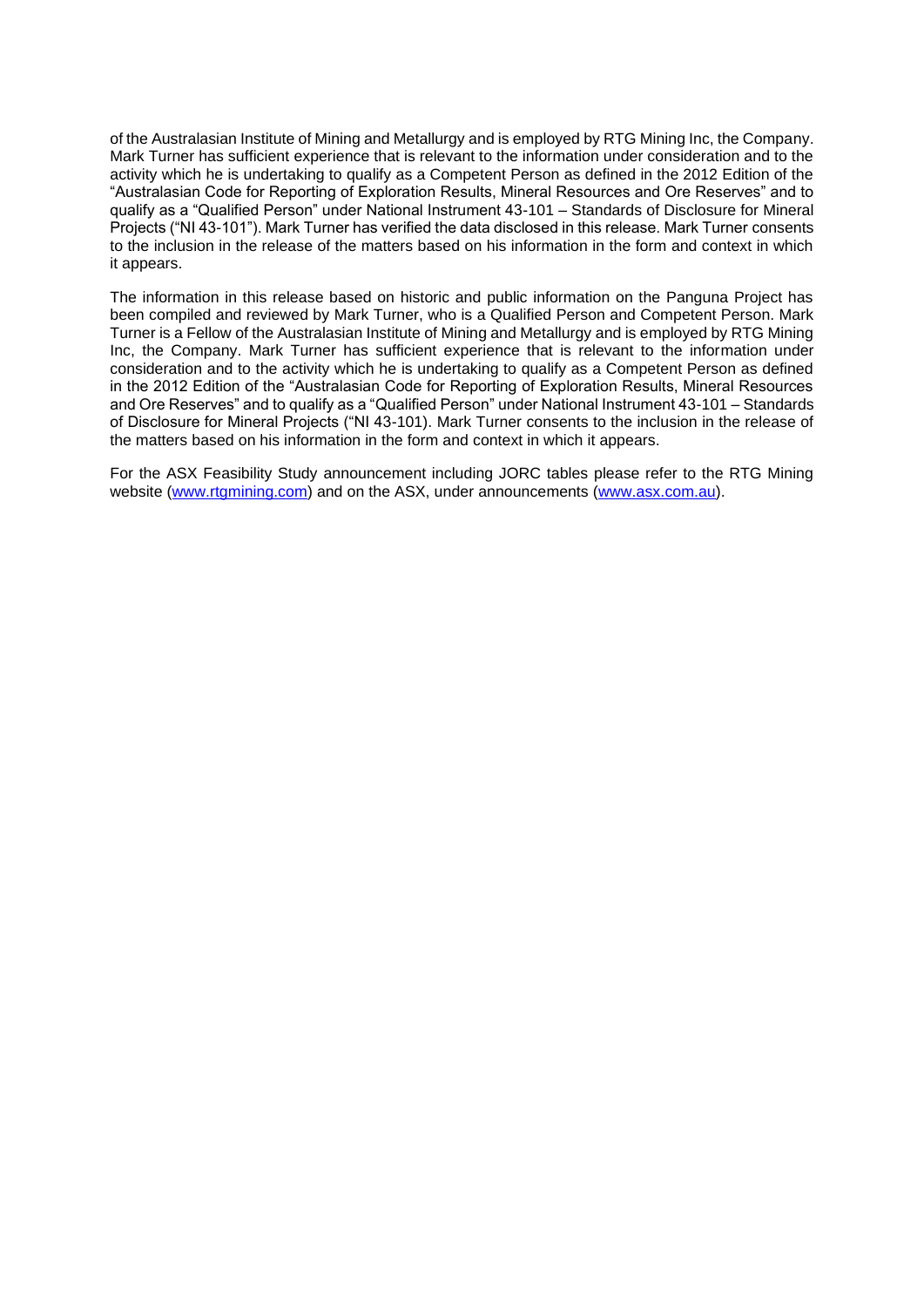of the Australasian Institute of Mining and Metallurgy and is employed by RTG Mining Inc, the Company. Mark Turner has sufficient experience that is relevant to the information under consideration and to the activity which he is undertaking to qualify as a Competent Person as defined in the 2012 Edition of the "Australasian Code for Reporting of Exploration Results, Mineral Resources and Ore Reserves" and to qualify as a "Qualified Person" under National Instrument 43-101 – Standards of Disclosure for Mineral Projects ("NI 43-101"). Mark Turner has verified the data disclosed in this release. Mark Turner consents to the inclusion in the release of the matters based on his information in the form and context in which it appears.

The information in this release based on historic and public information on the Panguna Project has been compiled and reviewed by Mark Turner, who is a Qualified Person and Competent Person. Mark Turner is a Fellow of the Australasian Institute of Mining and Metallurgy and is employed by RTG Mining Inc, the Company. Mark Turner has sufficient experience that is relevant to the information under consideration and to the activity which he is undertaking to qualify as a Competent Person as defined in the 2012 Edition of the "Australasian Code for Reporting of Exploration Results, Mineral Resources and Ore Reserves" and to qualify as a "Qualified Person" under National Instrument 43-101 – Standards of Disclosure for Mineral Projects ("NI 43-101). Mark Turner consents to the inclusion in the release of the matters based on his information in the form and context in which it appears.

For the ASX Feasibility Study announcement including JORC tables please refer to the RTG Mining website ([www.rtgmining.com](http://www.rtgmining.com)) and on the ASX, under announcements ([www.asx.com.au](http://www.asx.com.au)).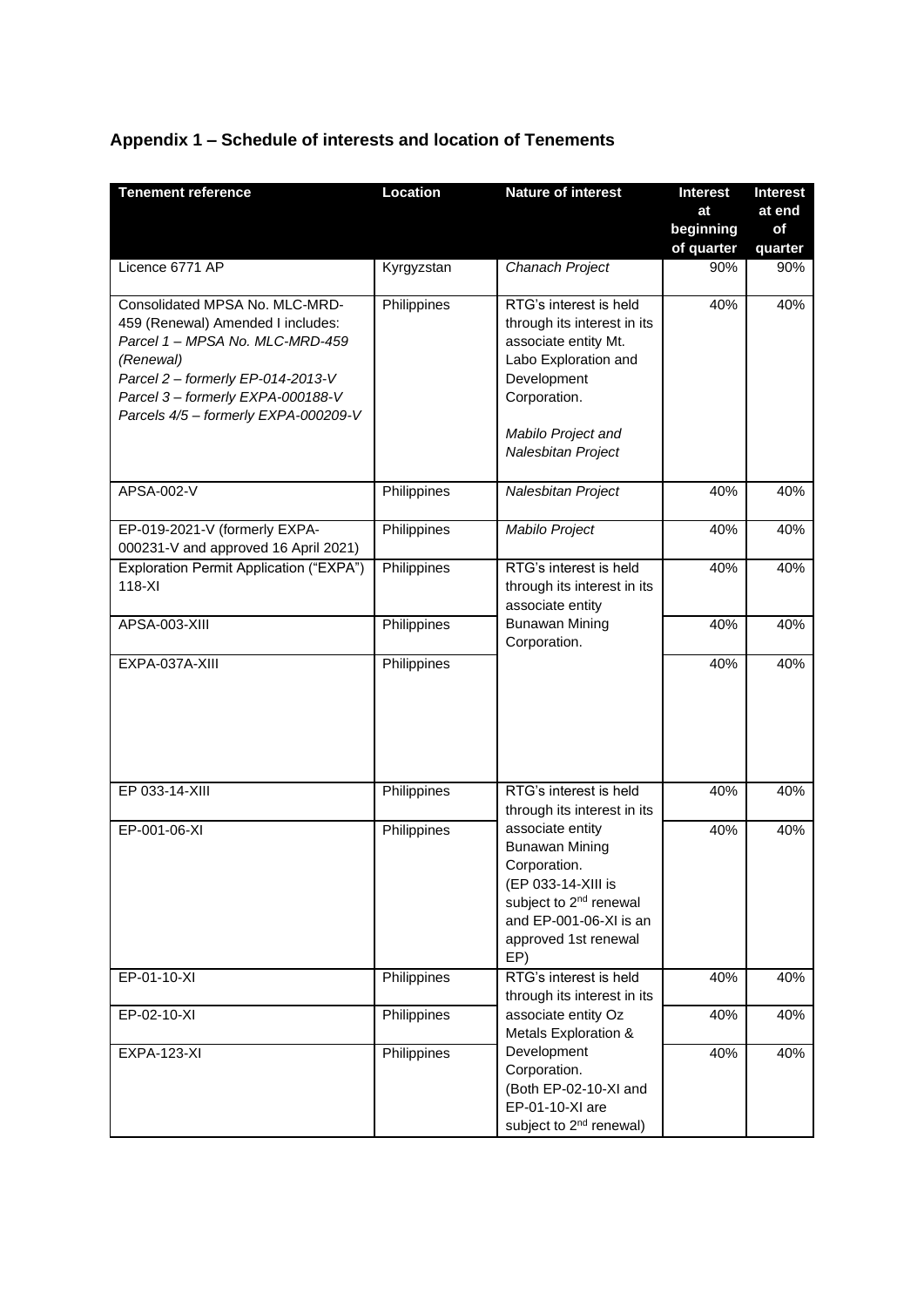## Appendix 1 – Schedule of interests and location of Tenements

| Tenement reference | Location | Nature of interest | Interest at beginning of quarter | Interest at end of quarter |
|---|---|---|---|---|
| Licence 6771 AP | Kyrgyzstan | *Chanach Project* | 90% | 90% |
| Consolidated MPSA No. MLC-MRD-459 (Renewal) Amended I includes: *Parcel 1 – MPSA No. MLC-MRD-459 (Renewal)* *Parcel 2 – formerly EP-014-2013-V* *Parcel 3 – formerly EXPA-000188-V* *Parcels 4/5 – formerly EXPA-000209-V* | Philippines | RTG's interest is held through its interest in its associate entity Mt. Labo Exploration and Development Corporation. *Mabilo Project and Nalesbitan Project* | 40% | 40% |
| APSA-002-V | Philippines | *Nalesbitan Project* | 40% | 40% |
| EP-019-2021-V (formerly EXPA-000231-V and approved 16 April 2021) | Philippines | *Mabilo Project* | 40% | 40% |
| Exploration Permit Application ("EXPA") 118-XI | Philippines | RTG's interest is held through its interest in its associate entity Bunawan Mining Corporation. | 40% | 40% |
| APSA-003-XIII | Philippines | | 40% | 40% |
| EXPA-037A-XIII | Philippines | | 40% | 40% |
| EP 033-14-XIII | Philippines | RTG's interest is held through its interest in its associate entity Bunawan Mining Corporation. (EP 033-14-XIII is subject to 2nd renewal and EP-001-06-XI is an approved 1st renewal EP) | 40% | 40% |
| EP-001-06-XI | Philippines | | 40% | 40% |
| EP-01-10-XI | Philippines | RTG's interest is held through its interest in its associate entity Oz Metals Exploration & Development Corporation. (Both EP-02-10-XI and EP-01-10-XI are subject to 2nd renewal) | 40% | 40% |
| EP-02-10-XI | Philippines | | 40% | 40% |
| EXPA-123-XI | Philippines | | 40% | 40% |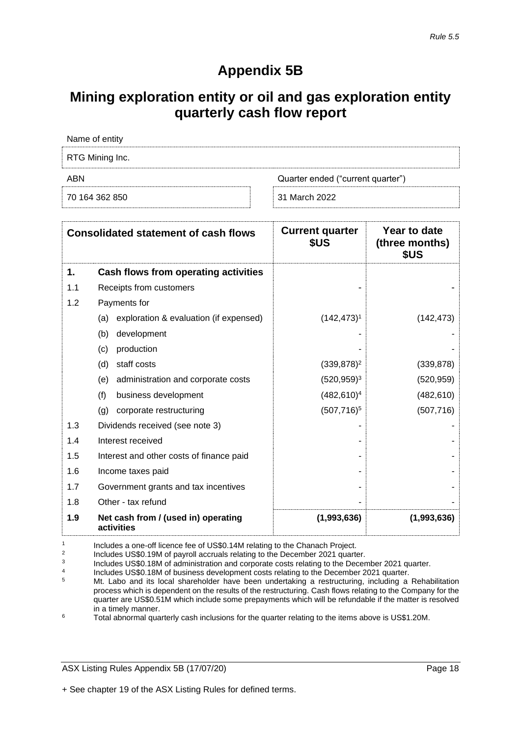*Rule 5.5*

# Appendix 5B

## Mining exploration entity or oil and gas exploration entity quarterly cash flow report

| Name of entity | |
|---|---|
| RTG Mining Inc. | |
| **ABN** | **Quarter ended ("current quarter")** |
| 70 164 362 850 | 31 March 2022 |

| | Consolidated statement of cash flows | Current quarter $US | Year to date (three months) $US |
|---|---|---|---|
| **1.** | **Cash flows from operating activities** | | |
| 1.1 | Receipts from customers | - | - |
| 1.2 | Payments for | | |
| | (a) exploration & evaluation (if expensed) | (142,473)[1] | (142,473) |
| | (b) development | - | - |
| | (c) production | - | - |
| | (d) staff costs | (339,878)[2] | (339,878) |
| | (e) administration and corporate costs | (520,959)[3] | (520,959) |
| | (f) business development | (482,610)[4] | (482,610) |
| | (g) corporate restructuring | (507,716)[5] | (507,716) |
| 1.3 | Dividends received (see note 3) | - | - |
| 1.4 | Interest received | - | - |
| 1.5 | Interest and other costs of finance paid | - | - |
| 1.6 | Income taxes paid | - | - |
| 1.7 | Government grants and tax incentives | - | - |
| 1.8 | Other - tax refund | - | - |
| **1.9** | **Net cash from / (used in) operating activities** | **(1,993,636)** | **(1,993,636)** |

[1] Includes a one-off licence fee of US$0.14M relating to the Chanach Project.

[2] Includes US$0.19M of payroll accruals relating to the December 2021 quarter.

[3] Includes US$0.18M of administration and corporate costs relating to the December 2021 quarter.

[4] Includes US$0.18M of business development costs relating to the December 2021 quarter.

[5] Mt. Labo and its local shareholder have been undertaking a restructuring, including a Rehabilitation process which is dependent on the results of the restructuring. Cash flows relating to the Company for the quarter are US$0.51M which include some prepayments which will be refundable if the matter is resolved in a timely manner.

[6] Total abnormal quarterly cash inclusions for the quarter relating to the items above is US$1.20M.

ASX Listing Rules Appendix 5B (17/07/20)

+ See chapter 19 of the ASX Listing Rules for defined terms.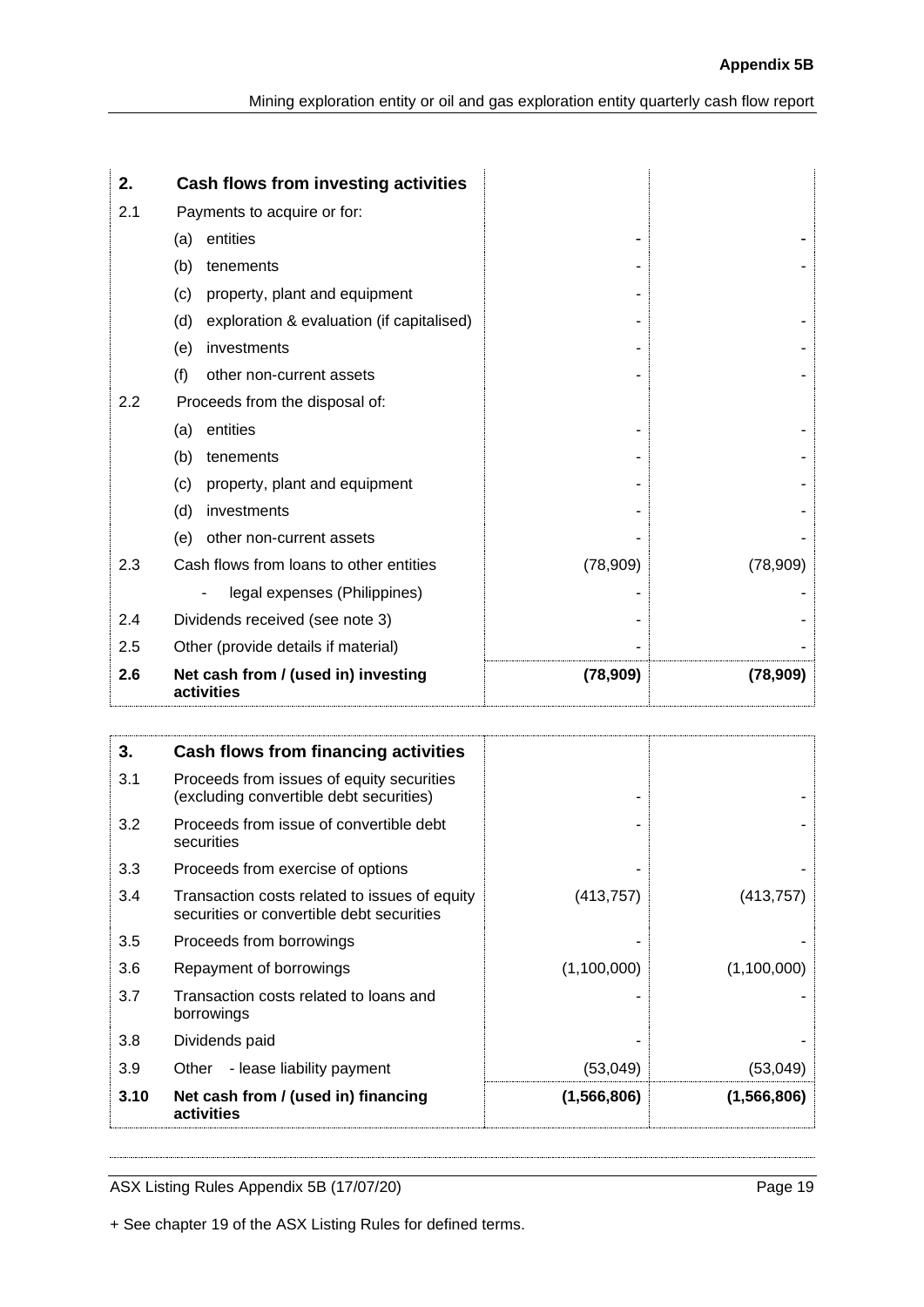| 2. | Cash flows from investing activities | | |
|---|---|---|---|
| 2.1 | Payments to acquire or for: | | |
| | (a) entities | - | - |
| | (b) tenements | - | - |
| | (c) property, plant and equipment | - | |
| | (d) exploration & evaluation (if capitalised) | - | - |
| | (e) investments | - | - |
| | (f) other non-current assets | - | - |
| 2.2 | Proceeds from the disposal of: | | |
| | (a) entities | - | - |
| | (b) tenements | - | - |
| | (c) property, plant and equipment | - | - |
| | (d) investments | - | - |
| | (e) other non-current assets | - | - |
| 2.3 | Cash flows from loans to other entities | (78,909) | (78,909) |
| | - legal expenses (Philippines) | - | - |
| 2.4 | Dividends received (see note 3) | - | - |
| 2.5 | Other (provide details if material) | - | - |
| **2.6** | **Net cash from / (used in) investing activities** | **(78,909)** | **(78,909)** |

| 3. | Cash flows from financing activities | | |
|---|---|---|---|
| 3.1 | Proceeds from issues of equity securities (excluding convertible debt securities) | - | - |
| 3.2 | Proceeds from issue of convertible debt securities | - | - |
| 3.3 | Proceeds from exercise of options | - | - |
| 3.4 | Transaction costs related to issues of equity securities or convertible debt securities | (413,757) | (413,757) |
| 3.5 | Proceeds from borrowings | - | - |
| 3.6 | Repayment of borrowings | (1,100,000) | (1,100,000) |
| 3.7 | Transaction costs related to loans and borrowings | - | - |
| 3.8 | Dividends paid | - | - |
| 3.9 | Other - lease liability payment | (53,049) | (53,049) |
| **3.10** | **Net cash from / (used in) financing activities** | **(1,566,806)** | **(1,566,806)** |

+ See chapter 19 of the ASX Listing Rules for defined terms.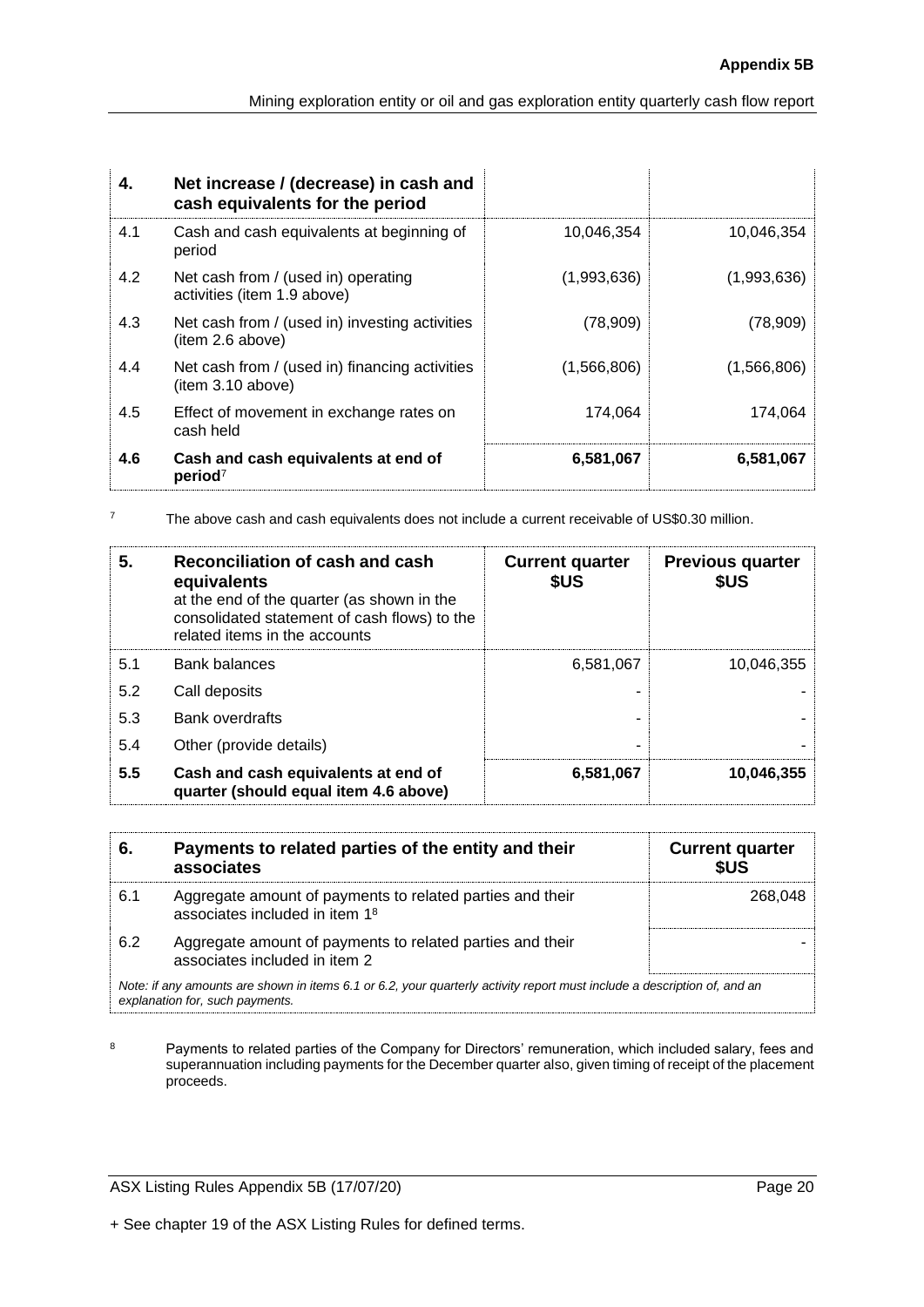| 4. | Net increase / (decrease) in cash and cash equivalents for the period | | |
|---|---|---|---|
| 4.1 | Cash and cash equivalents at beginning of period | 10,046,354 | 10,046,354 |
| 4.2 | Net cash from / (used in) operating activities (item 1.9 above) | (1,993,636) | (1,993,636) |
| 4.3 | Net cash from / (used in) investing activities (item 2.6 above) | (78,909) | (78,909) |
| 4.4 | Net cash from / (used in) financing activities (item 3.10 above) | (1,566,806) | (1,566,806) |
| 4.5 | Effect of movement in exchange rates on cash held | 174,064 | 174,064 |
| **4.6** | **Cash and cash equivalents at end of period**[7] | **6,581,067** | **6,581,067** |

[7] The above cash and cash equivalents does not include a current receivable of US$0.30 million.

| 5. | **Reconciliation of cash and cash equivalents** at the end of the quarter (as shown in the consolidated statement of cash flows) to the related items in the accounts | **Current quarter $US** | **Previous quarter $US** |
|---|---|---|---|
| 5.1 | Bank balances | 6,581,067 | 10,046,355 |
| 5.2 | Call deposits | - | - |
| 5.3 | Bank overdrafts | - | - |
| 5.4 | Other (provide details) | - | - |
| **5.5** | **Cash and cash equivalents at end of quarter (should equal item 4.6 above)** | **6,581,067** | **10,046,355** |

| 6. | **Payments to related parties of the entity and their associates** | **Current quarter $US** |
|---|---|---|
| 6.1 | Aggregate amount of payments to related parties and their associates included in item 1[8] | 268,048 |
| 6.2 | Aggregate amount of payments to related parties and their associates included in item 2 | - |

*Note: if any amounts are shown in items 6.1 or 6.2, your quarterly activity report must include a description of, and an explanation for, such payments.*

[8] Payments to related parties of the Company for Directors' remuneration, which included salary, fees and superannuation including payments for the December quarter also, given timing of receipt of the placement proceeds.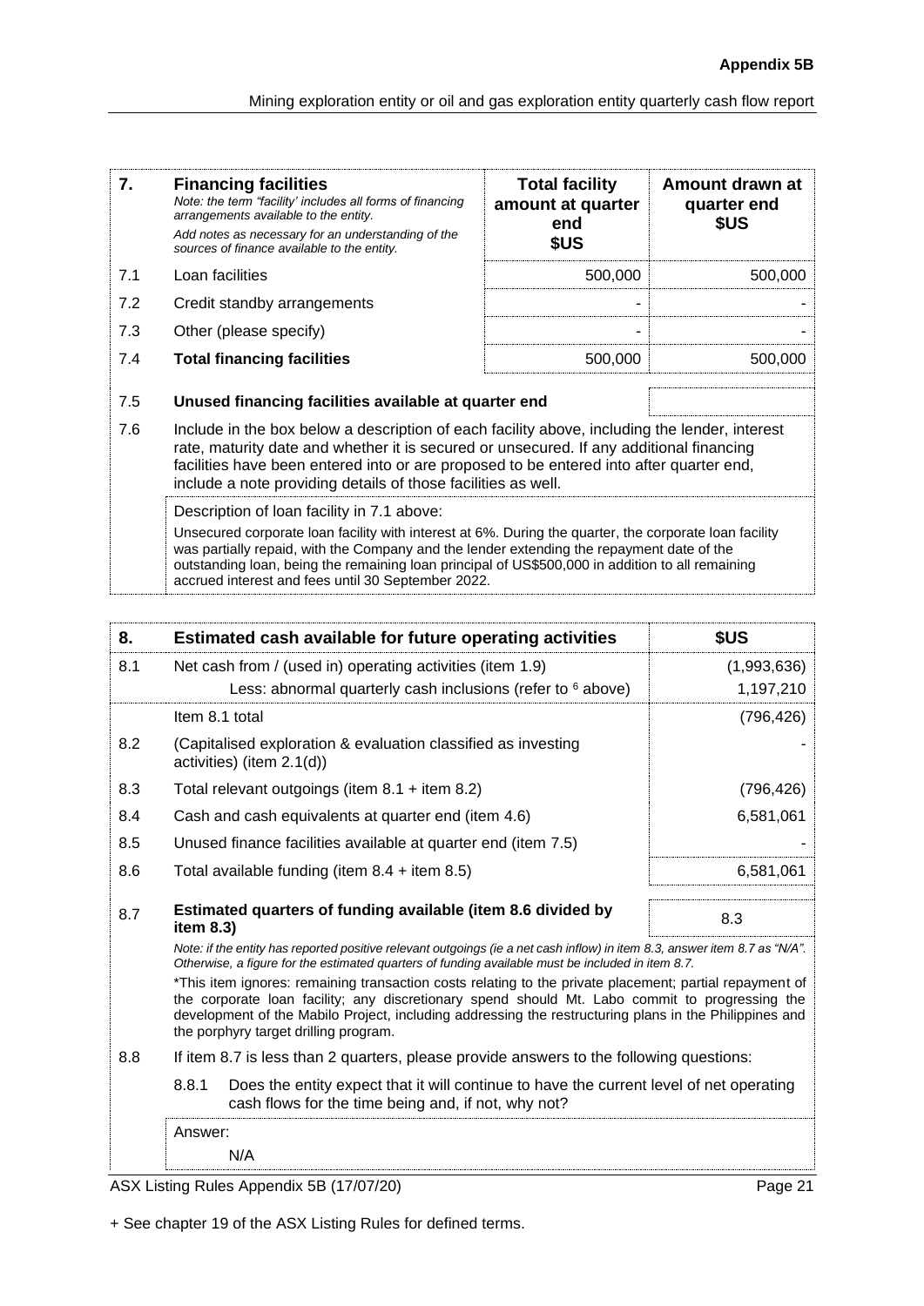| 7. | **Financing facilities**<br>*Note: the term "facility' includes all forms of financing arrangements available to the entity.*<br>*Add notes as necessary for an understanding of the sources of finance available to the entity.* | **Total facility amount at quarter end $US** | **Amount drawn at quarter end $US** |
|---|---|---|---|
| 7.1 | Loan facilities | 500,000 | 500,000 |
| 7.2 | Credit standby arrangements | - | - |
| 7.3 | Other (please specify) | - | - |
| 7.4 | **Total financing facilities** | 500,000 | 500,000 |

| | | |
|---|---|---|
| 7.5 | **Unused financing facilities available at quarter end** | |
| 7.6 | Include in the box below a description of each facility above, including the lender, interest rate, maturity date and whether it is secured or unsecured. If any additional financing facilities have been entered into or are proposed to be entered into after quarter end, include a note providing details of those facilities as well. | |

Description of loan facility in 7.1 above:

Unsecured corporate loan facility with interest at 6%. During the quarter, the corporate loan facility was partially repaid, with the Company and the lender extending the repayment date of the outstanding loan, being the remaining loan principal of US$500,000 in addition to all remaining accrued interest and fees until 30 September 2022.

| 8. | **Estimated cash available for future operating activities** | **$US** |
|---|---|---|
| 8.1 | Net cash from / (used in) operating activities (item 1.9) | (1,993,636) |
| | Less: abnormal quarterly cash inclusions (refer to [6] above) | 1,197,210 |
| | Item 8.1 total | (796,426) |
| 8.2 | (Capitalised exploration & evaluation classified as investing activities) (item 2.1(d)) | - |
| 8.3 | Total relevant outgoings (item 8.1 + item 8.2) | (796,426) |
| 8.4 | Cash and cash equivalents at quarter end (item 4.6) | 6,581,061 |
| 8.5 | Unused finance facilities available at quarter end (item 7.5) | - |
| 8.6 | Total available funding (item 8.4 + item 8.5) | 6,581,061 |
| 8.7 | **Estimated quarters of funding available (item 8.6 divided by item 8.3)** | 8.3 |

*Note: if the entity has reported positive relevant outgoings (ie a net cash inflow) in item 8.3, answer item 8.7 as "N/A". Otherwise, a figure for the estimated quarters of funding available must be included in item 8.7.*

*This item ignores: remaining transaction costs relating to the private placement; partial repayment of the corporate loan facility; any discretionary spend should Mt. Labo commit to progressing the development of the Mabilo Project, including addressing the restructuring plans in the Philippines and the porphyry target drilling program.

8.8 If item 8.7 is less than 2 quarters, please provide answers to the following questions:

8.8.1 Does the entity expect that it will continue to have the current level of net operating cash flows for the time being and, if not, why not?

Answer:

N/A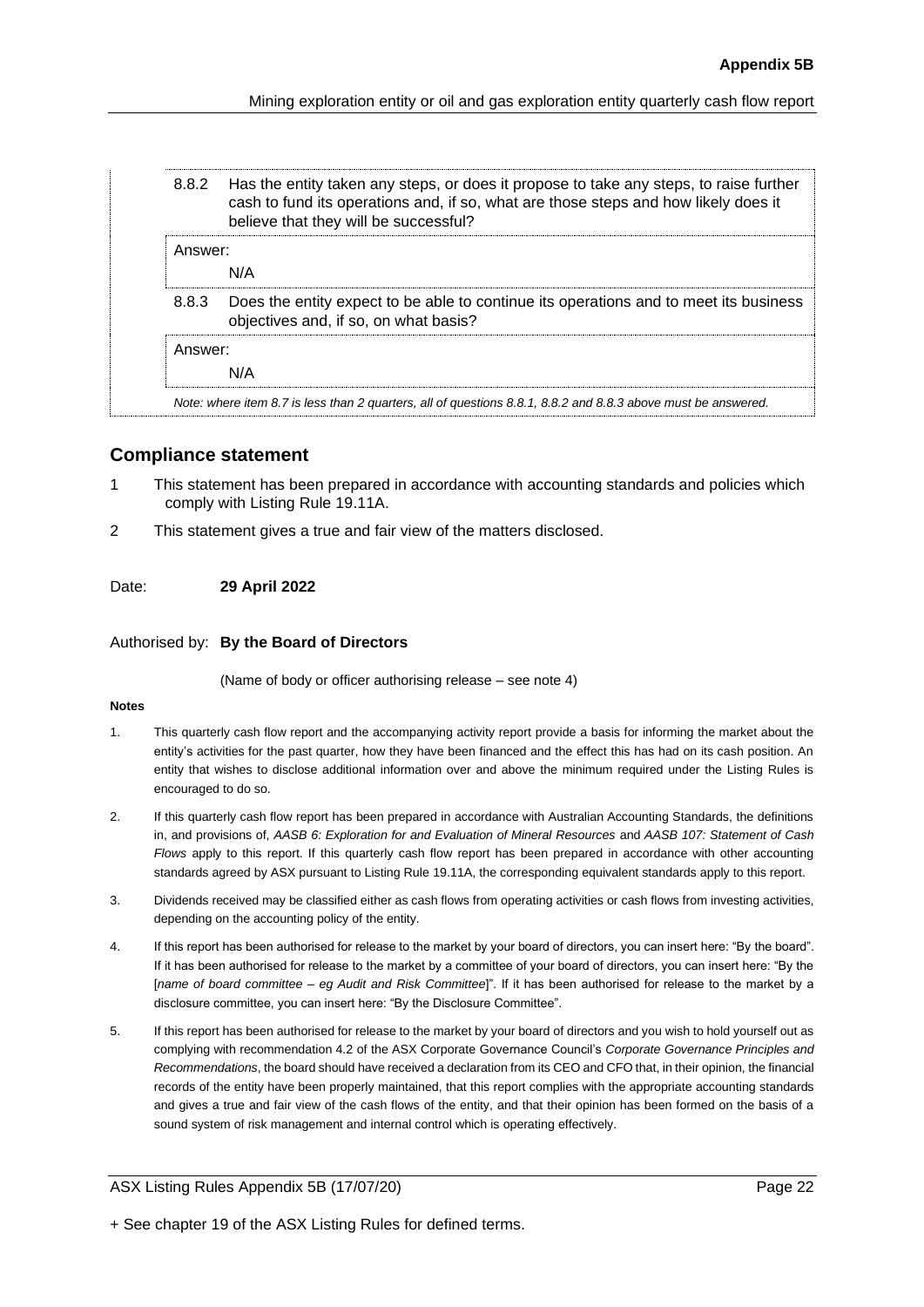| | |
|---|---|
| 8.8.2 | Has the entity taken any steps, or does it propose to take any steps, to raise further cash to fund its operations and, if so, what are those steps and how likely does it believe that they will be successful? |
| Answer: | N/A |
| 8.8.3 | Does the entity expect to be able to continue its operations and to meet its business objectives and, if so, on what basis? |
| Answer: | N/A |

*Note: where item 8.7 is less than 2 quarters, all of questions 8.8.1, 8.8.2 and 8.8.3 above must be answered.*

## Compliance statement

1 This statement has been prepared in accordance with accounting standards and policies which comply with Listing Rule 19.11A.

2 This statement gives a true and fair view of the matters disclosed.

Date: **29 April 2022**

Authorised by: **By the Board of Directors**

(Name of body or officer authorising release – see note 4)

**Notes**

1. This quarterly cash flow report and the accompanying activity report provide a basis for informing the market about the entity's activities for the past quarter, how they have been financed and the effect this has had on its cash position. An entity that wishes to disclose additional information over and above the minimum required under the Listing Rules is encouraged to do so.

2. If this quarterly cash flow report has been prepared in accordance with Australian Accounting Standards, the definitions in, and provisions of, *AASB 6: Exploration for and Evaluation of Mineral Resources* and *AASB 107: Statement of Cash Flows* apply to this report. If this quarterly cash flow report has been prepared in accordance with other accounting standards agreed by ASX pursuant to Listing Rule 19.11A, the corresponding equivalent standards apply to this report.

3. Dividends received may be classified either as cash flows from operating activities or cash flows from investing activities, depending on the accounting policy of the entity.

4. If this report has been authorised for release to the market by your board of directors, you can insert here: "By the board". If it has been authorised for release to the market by a committee of your board of directors, you can insert here: "By the [*name of board committee – eg Audit and Risk Committee*]". If it has been authorised for release to the market by a disclosure committee, you can insert here: "By the Disclosure Committee".

5. If this report has been authorised for release to the market by your board of directors and you wish to hold yourself out as complying with recommendation 4.2 of the ASX Corporate Governance Council's *Corporate Governance Principles and Recommendations*, the board should have received a declaration from its CEO and CFO that, in their opinion, the financial records of the entity have been properly maintained, that this report complies with the appropriate accounting standards and gives a true and fair view of the cash flows of the entity, and that their opinion has been formed on the basis of a sound system of risk management and internal control which is operating effectively.